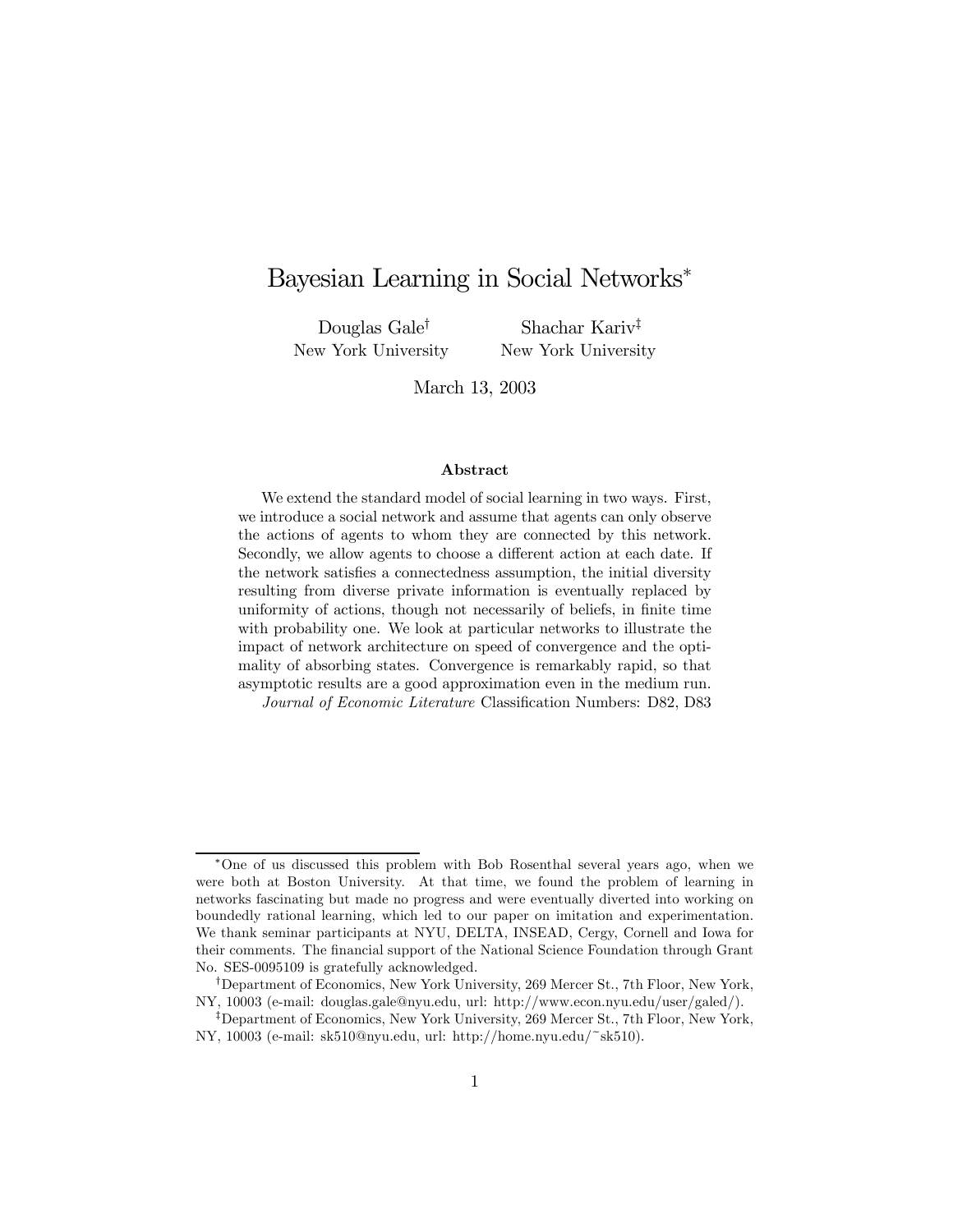# Bayesian Learning in Social Networks*

Douglas Gale† New York University

Shachar Kariv‡ New York University

March 13, 2003

### Abstract

We extend the standard model of social learning in two ways. First, we introduce a social network and assume that agents can only observe the actions of agents to whom they are connected by this network. Secondly, we allow agents to choose a different action at each date. If the network satisfies a connectedness assumption, the initial diversity resulting from diverse private information is eventually replaced by uniformity of actions, though not necessarily of beliefs, in finite time with probability one. We look at particular networks to illustrate the impact of network architecture on speed of convergence and the optimality of absorbing states. Convergence is remarkably rapid, so that asymptotic results are a good approximation even in the medium run.

*Journal of Economic Literature* Classification Numbers: D82, D83

---

*One of us discussed this problem with Bob Rosenthal several years ago, when we were both at Boston University. At that time, we found the problem of learning in networks fascinating but made no progress and were eventually diverted into working on boundedly rational learning, which led to our paper on imitation and experimentation. We thank seminar participants at NYU, DELTA, INSEAD, Cergy, Cornell and Iowa for their comments. The financial support of the National Science Foundation through Grant No. SES-0095109 is gratefully acknowledged.

†Department of Economics, New York University, 269 Mercer St., 7th Floor, New York, NY, 10003 (e-mail: douglas.gale@nyu.edu, url: http://www.econ.nyu.edu/user/galed/).

‡Department of Economics, New York University, 269 Mercer St., 7th Floor, New York, NY, 10003 (e-mail: sk510@nyu.edu, url: http://home.nyu.edu/~sk510).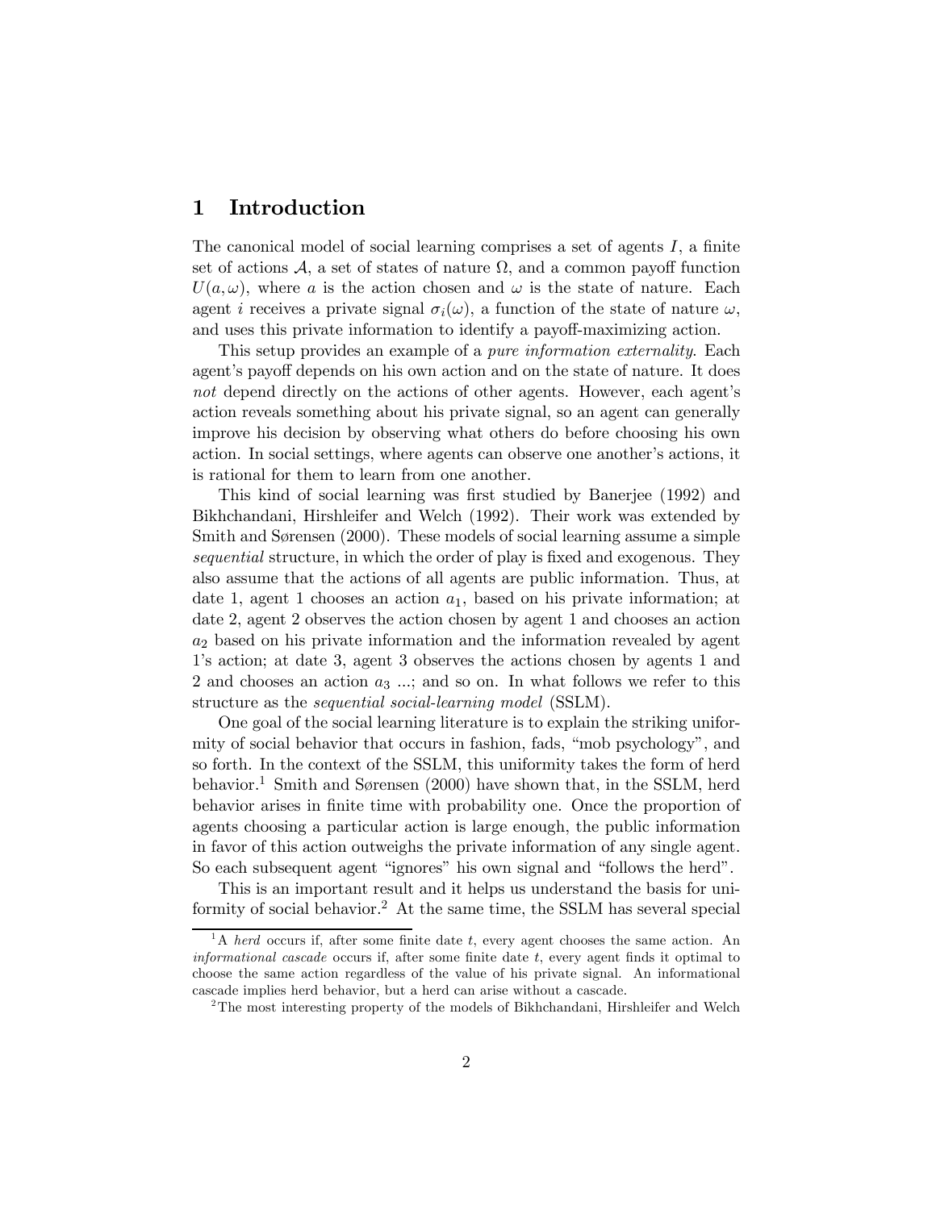# 1 Introduction

The canonical model of social learning comprises a set of agents $I$, a finite set of actions $\mathcal{A}$, a set of states of nature $\Omega$, and a common payoff function $U(a, \omega)$, where $a$ is the action chosen and $\omega$ is the state of nature. Each agent $i$ receives a private signal $\sigma_i(\omega)$, a function of the state of nature $\omega$, and uses this private information to identify a payoff-maximizing action.

This setup provides an example of a *pure information externality*. Each agent's payoff depends on his own action and on the state of nature. It does *not* depend directly on the actions of other agents. However, each agent's action reveals something about his private signal, so an agent can generally improve his decision by observing what others do before choosing his own action. In social settings, where agents can observe one another's actions, it is rational for them to learn from one another.

This kind of social learning was first studied by Banerjee (1992) and Bikhchandani, Hirshleifer and Welch (1992). Their work was extended by Smith and Sørensen (2000). These models of social learning assume a simple *sequential* structure, in which the order of play is fixed and exogenous. They also assume that the actions of all agents are public information. Thus, at date 1, agent 1 chooses an action $a_1$, based on his private information; at date 2, agent 2 observes the action chosen by agent 1 and chooses an action $a_2$ based on his private information and the information revealed by agent 1's action; at date 3, agent 3 observes the actions chosen by agents 1 and 2 and chooses an action $a_3$ ...; and so on. In what follows we refer to this structure as the *sequential social-learning model* (SSLM).

One goal of the social learning literature is to explain the striking uniformity of social behavior that occurs in fashion, fads, "mob psychology", and so forth. In the context of the SSLM, this uniformity takes the form of herd behavior.[1] Smith and Sørensen (2000) have shown that, in the SSLM, herd behavior arises in finite time with probability one. Once the proportion of agents choosing a particular action is large enough, the public information in favor of this action outweighs the private information of any single agent. So each subsequent agent "ignores" his own signal and "follows the herd".

This is an important result and it helps us understand the basis for uniformity of social behavior.[2] At the same time, the SSLM has several special

[1] A *herd* occurs if, after some finite date $t$, every agent chooses the same action. An *informational cascade* occurs if, after some finite date $t$, every agent finds it optimal to choose the same action regardless of the value of his private signal. An informational cascade implies herd behavior, but a herd can arise without a cascade.

[2] The most interesting property of the models of Bikhchandani, Hirshleifer and Welch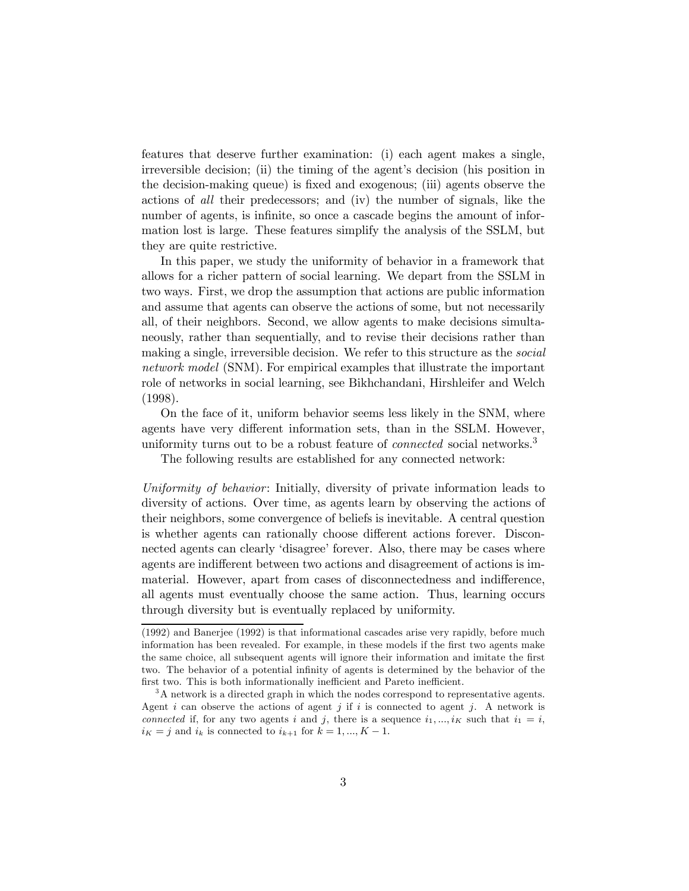features that deserve further examination: (i) each agent makes a single, irreversible decision; (ii) the timing of the agent's decision (his position in the decision-making queue) is fixed and exogenous; (iii) agents observe the actions of *all* their predecessors; and (iv) the number of signals, like the number of agents, is infinite, so once a cascade begins the amount of information lost is large. These features simplify the analysis of the SSLM, but they are quite restrictive.

In this paper, we study the uniformity of behavior in a framework that allows for a richer pattern of social learning. We depart from the SSLM in two ways. First, we drop the assumption that actions are public information and assume that agents can observe the actions of some, but not necessarily all, of their neighbors. Second, we allow agents to make decisions simultaneously, rather than sequentially, and to revise their decisions rather than making a single, irreversible decision. We refer to this structure as the *social network model* (SNM). For empirical examples that illustrate the important role of networks in social learning, see Bikhchandani, Hirshleifer and Welch (1998).

On the face of it, uniform behavior seems less likely in the SNM, where agents have very different information sets, than in the SSLM. However, uniformity turns out to be a robust feature of *connected* social networks.[3]

The following results are established for any connected network:

*Uniformity of behavior*: Initially, diversity of private information leads to diversity of actions. Over time, as agents learn by observing the actions of their neighbors, some convergence of beliefs is inevitable. A central question is whether agents can rationally choose different actions forever. Disconnected agents can clearly 'disagree' forever. Also, there may be cases where agents are indifferent between two actions and disagreement of actions is immaterial. However, apart from cases of disconnectedness and indifference, all agents must eventually choose the same action. Thus, learning occurs through diversity but is eventually replaced by uniformity.

---

(1992) and Banerjee (1992) is that informational cascades arise very rapidly, before much information has been revealed. For example, in these models if the first two agents make the same choice, all subsequent agents will ignore their information and imitate the first two. The behavior of a potential infinity of agents is determined by the behavior of the first two. This is both informationally inefficient and Pareto inefficient.

[3] A network is a directed graph in which the nodes correspond to representative agents. Agent $i$ can observe the actions of agent $j$ if $i$ is connected to agent $j$. A network is *connected* if, for any two agents $i$ and $j$, there is a sequence $i_1, ..., i_K$ such that $i_1 = i$, $i_K = j$ and $i_k$ is connected to $i_{k+1}$ for $k = 1, ..., K-1$.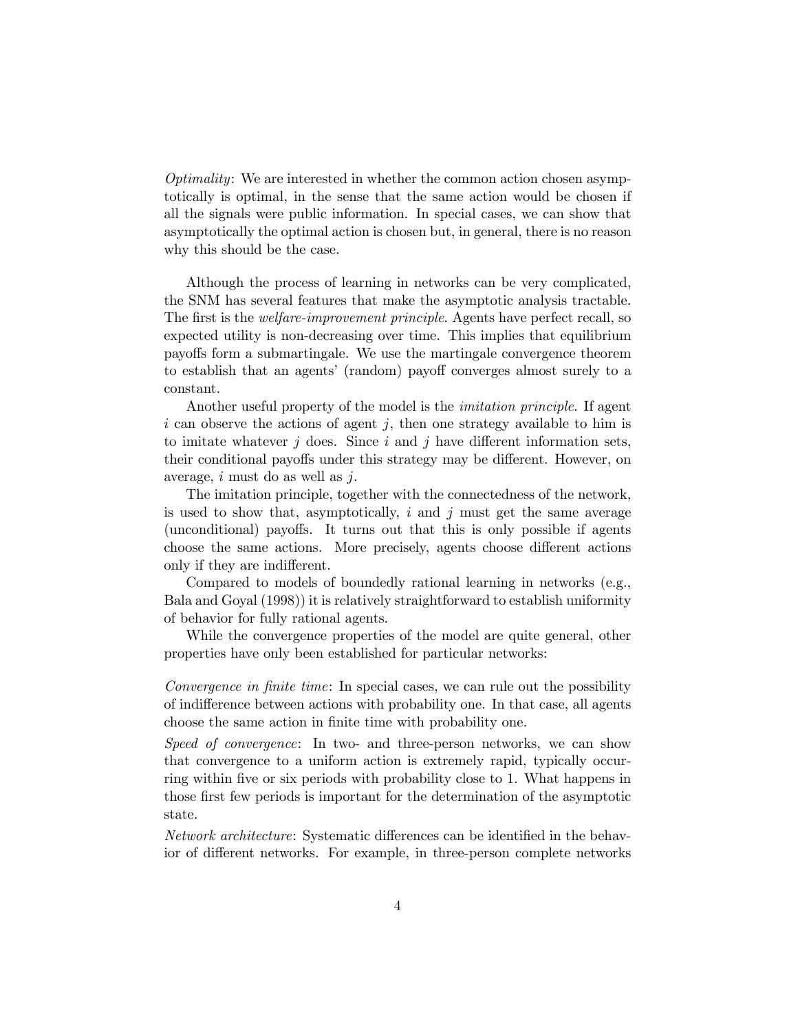*Optimality*: We are interested in whether the common action chosen asymptotically is optimal, in the sense that the same action would be chosen if all the signals were public information. In special cases, we can show that asymptotically the optimal action is chosen but, in general, there is no reason why this should be the case.

Although the process of learning in networks can be very complicated, the SNM has several features that make the asymptotic analysis tractable. The first is the *welfare-improvement principle*. Agents have perfect recall, so expected utility is non-decreasing over time. This implies that equilibrium payoffs form a submartingale. We use the martingale convergence theorem to establish that an agents' (random) payoff converges almost surely to a constant.

Another useful property of the model is the *imitation principle*. If agent $i$ can observe the actions of agent $j$, then one strategy available to him is to imitate whatever $j$ does. Since $i$ and $j$ have different information sets, their conditional payoffs under this strategy may be different. However, on average, $i$ must do as well as $j$.

The imitation principle, together with the connectedness of the network, is used to show that, asymptotically, $i$ and $j$ must get the same average (unconditional) payoffs. It turns out that this is only possible if agents choose the same actions. More precisely, agents choose different actions only if they are indifferent.

Compared to models of boundedly rational learning in networks (e.g., Bala and Goyal (1998)) it is relatively straightforward to establish uniformity of behavior for fully rational agents.

While the convergence properties of the model are quite general, other properties have only been established for particular networks:

*Convergence in finite time*: In special cases, we can rule out the possibility of indifference between actions with probability one. In that case, all agents choose the same action in finite time with probability one.

*Speed of convergence*: In two- and three-person networks, we can show that convergence to a uniform action is extremely rapid, typically occurring within five or six periods with probability close to 1. What happens in those first few periods is important for the determination of the asymptotic state.

*Network architecture*: Systematic differences can be identified in the behavior of different networks. For example, in three-person complete networks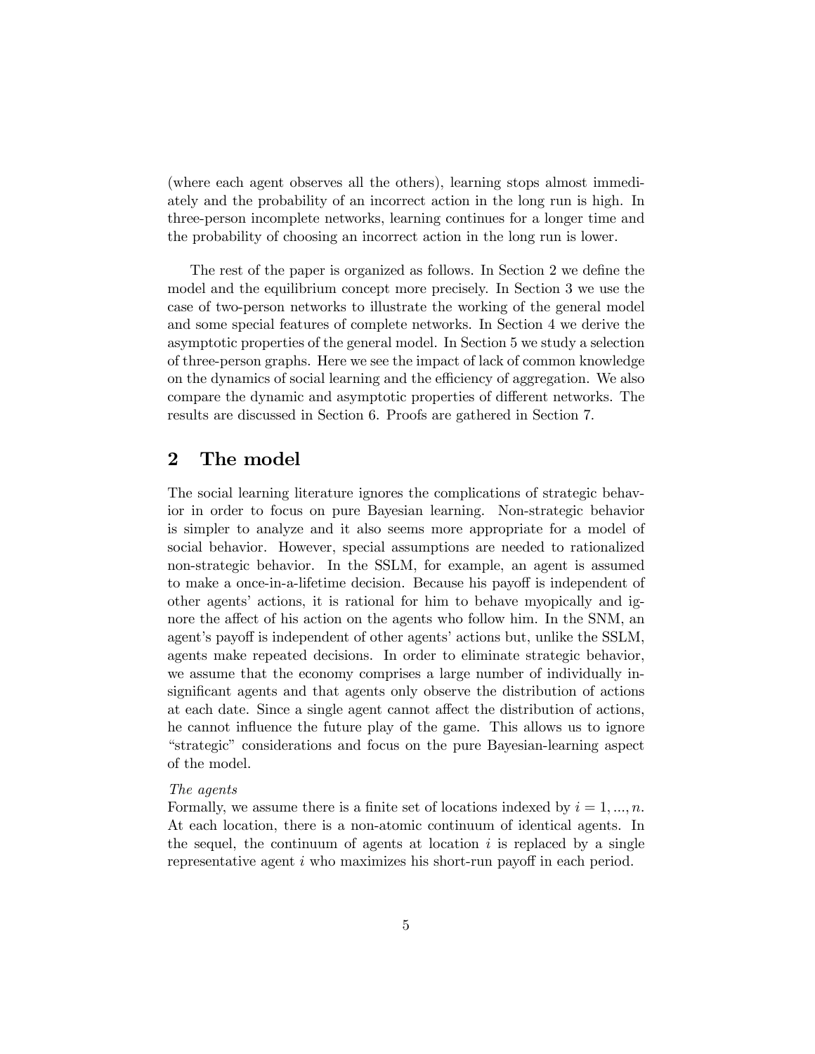(where each agent observes all the others), learning stops almost immediately and the probability of an incorrect action in the long run is high. In three-person incomplete networks, learning continues for a longer time and the probability of choosing an incorrect action in the long run is lower.

The rest of the paper is organized as follows. In Section 2 we define the model and the equilibrium concept more precisely. In Section 3 we use the case of two-person networks to illustrate the working of the general model and some special features of complete networks. In Section 4 we derive the asymptotic properties of the general model. In Section 5 we study a selection of three-person graphs. Here we see the impact of lack of common knowledge on the dynamics of social learning and the efficiency of aggregation. We also compare the dynamic and asymptotic properties of different networks. The results are discussed in Section 6. Proofs are gathered in Section 7.

## 2 The model

The social learning literature ignores the complications of strategic behavior in order to focus on pure Bayesian learning. Non-strategic behavior is simpler to analyze and it also seems more appropriate for a model of social behavior. However, special assumptions are needed to rationalized non-strategic behavior. In the SSLM, for example, an agent is assumed to make a once-in-a-lifetime decision. Because his payoff is independent of other agents' actions, it is rational for him to behave myopically and ignore the affect of his action on the agents who follow him. In the SNM, an agent's payoff is independent of other agents' actions but, unlike the SSLM, agents make repeated decisions. In order to eliminate strategic behavior, we assume that the economy comprises a large number of individually insignificant agents and that agents only observe the distribution of actions at each date. Since a single agent cannot affect the distribution of actions, he cannot influence the future play of the game. This allows us to ignore "strategic" considerations and focus on the pure Bayesian-learning aspect of the model.

*The agents*

Formally, we assume there is a finite set of locations indexed by $i = 1, ..., n$. At each location, there is a non-atomic continuum of identical agents. In the sequel, the continuum of agents at location $i$ is replaced by a single representative agent $i$ who maximizes his short-run payoff in each period.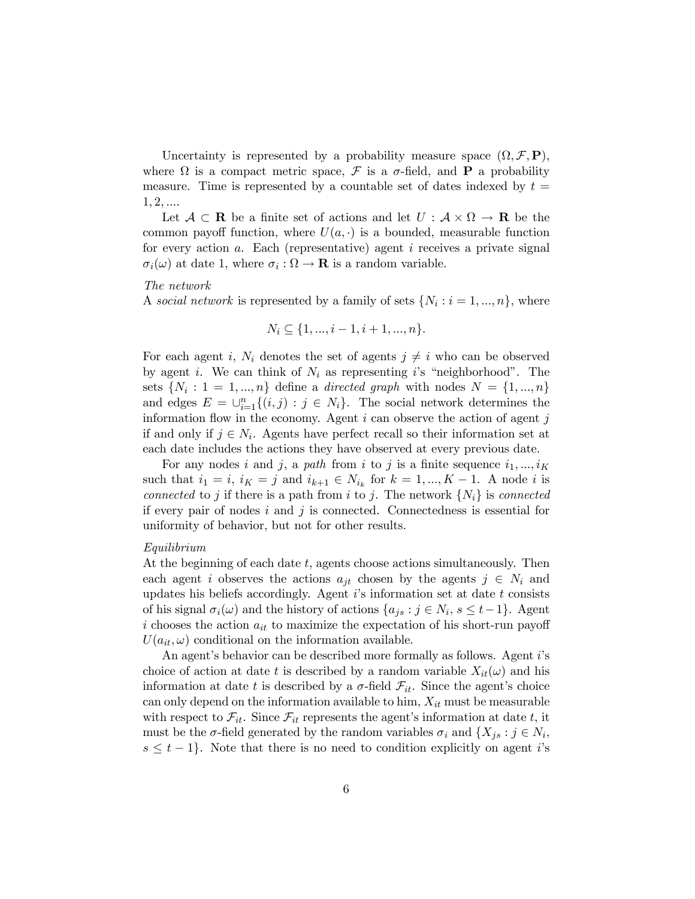Uncertainty is represented by a probability measure space $(\Omega, \mathcal{F}, \mathbf{P})$, where $\Omega$ is a compact metric space, $\mathcal{F}$ is a $\sigma$-field, and $\mathbf{P}$ a probability measure. Time is represented by a countable set of dates indexed by $t = 1, 2, ....$

Let $\mathcal{A} \subset \mathbf{R}$ be a finite set of actions and let $U : \mathcal{A} \times \Omega \rightarrow \mathbf{R}$ be the common payoff function, where $U(a, \cdot)$ is a bounded, measurable function for every action $a$. Each (representative) agent $i$ receives a private signal $\sigma_i(\omega)$ at date 1, where $\sigma_i : \Omega \rightarrow \mathbf{R}$ is a random variable.

*The network*

A *social network* is represented by a family of sets $\{N_i : i = 1, ..., n\}$, where

$$N_i \subseteq \{1, ..., i-1, i+1, ..., n\}.$$

For each agent $i$, $N_i$ denotes the set of agents $j \neq i$ who can be observed by agent $i$. We can think of $N_i$ as representing $i$'s "neighborhood". The sets $\{N_i : 1 = 1, ..., n\}$ define a *directed graph* with nodes $N = \{1, ..., n\}$ and edges $E = \cup_{i=1}^{n} \{(i, j) : j \in N_i\}$. The social network determines the information flow in the economy. Agent $i$ can observe the action of agent $j$ if and only if $j \in N_i$. Agents have perfect recall so their information set at each date includes the actions they have observed at every previous date.

For any nodes $i$ and $j$, a *path* from $i$ to $j$ is a finite sequence $i_1, ..., i_K$ such that $i_1 = i$, $i_K = j$ and $i_{k+1} \in N_{i_k}$ for $k = 1, ..., K-1$. A node $i$ is *connected* to $j$ if there is a path from $i$ to $j$. The network $\{N_i\}$ is *connected* if every pair of nodes $i$ and $j$ is connected. Connectedness is essential for uniformity of behavior, but not for other results.

*Equilibrium*

At the beginning of each date $t$, agents choose actions simultaneously. Then each agent $i$ observes the actions $a_{jt}$ chosen by the agents $j \in N_i$ and updates his beliefs accordingly. Agent $i$'s information set at date $t$ consists of his signal $\sigma_i(\omega)$ and the history of actions $\{a_{js} : j \in N_i, s \leq t-1\}$. Agent $i$ chooses the action $a_{it}$ to maximize the expectation of his short-run payoff $U(a_{it}, \omega)$ conditional on the information available.

An agent's behavior can be described more formally as follows. Agent $i$'s choice of action at date $t$ is described by a random variable $X_{it}(\omega)$ and his information at date $t$ is described by a $\sigma$-field $\mathcal{F}_{it}$. Since the agent's choice can only depend on the information available to him, $X_{it}$ must be measurable with respect to $\mathcal{F}_{it}$. Since $\mathcal{F}_{it}$ represents the agent's information at date $t$, it must be the $\sigma$-field generated by the random variables $\sigma_i$ and $\{X_{js} : j \in N_i, s \leq t-1\}$. Note that there is no need to condition explicitly on agent $i$'s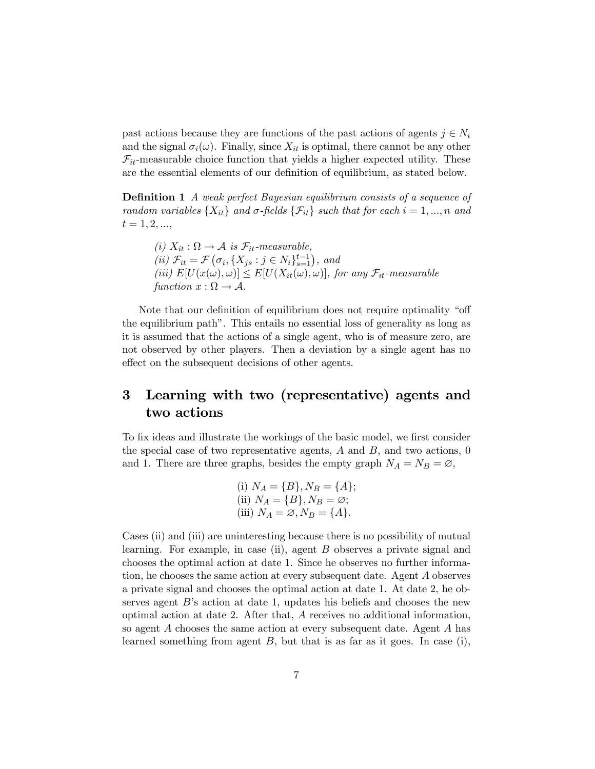past actions because they are functions of the past actions of agents $j \in N_i$ and the signal $\sigma_i(\omega)$. Finally, since $X_{it}$ is optimal, there cannot be any other $\mathcal{F}_{it}$-measurable choice function that yields a higher expected utility. These are the essential elements of our definition of equilibrium, as stated below.

**Definition 1** *A weak perfect Bayesian equilibrium consists of a sequence of random variables $\{X_{it}\}$ and $\sigma$-fields $\{\mathcal{F}_{it}\}$ such that for each $i = 1, ..., n$ and $t = 1, 2, ...$,*

> *(i) $X_{it} : \Omega \to \mathcal{A}$ is $\mathcal{F}_{it}$-measurable,*
> *(ii) $\mathcal{F}_{it} = \mathcal{F}\left(\sigma_i, \{X_{js} : j \in N_i\}_{s=1}^{t-1}\right)$, and*
> *(iii) $E[U(x(\omega), \omega)] \leq E[U(X_{it}(\omega), \omega)]$, for any $\mathcal{F}_{it}$-measurable function $x : \Omega \to \mathcal{A}$.*

Note that our definition of equilibrium does not require optimality "off the equilibrium path". This entails no essential loss of generality as long as it is assumed that the actions of a single agent, who is of measure zero, are not observed by other players. Then a deviation by a single agent has no effect on the subsequent decisions of other agents.

# 3 Learning with two (representative) agents and two actions

To fix ideas and illustrate the workings of the basic model, we first consider the special case of two representative agents, $A$ and $B$, and two actions, 0 and 1. There are three graphs, besides the empty graph $N_A = N_B = \varnothing$,

$$
\begin{aligned}
&\text{(i) } N_A = \{B\}, N_B = \{A\}; \\
&\text{(ii) } N_A = \{B\}, N_B = \varnothing; \\
&\text{(iii) } N_A = \varnothing, N_B = \{A\}.
\end{aligned}
$$

Cases (ii) and (iii) are uninteresting because there is no possibility of mutual learning. For example, in case (ii), agent $B$ observes a private signal and chooses the optimal action at date 1. Since he observes no further information, he chooses the same action at every subsequent date. Agent $A$ observes a private signal and chooses the optimal action at date 1. At date 2, he observes agent $B$'s action at date 1, updates his beliefs and chooses the new optimal action at date 2. After that, $A$ receives no additional information, so agent $A$ chooses the same action at every subsequent date. Agent $A$ has learned something from agent $B$, but that is as far as it goes. In case (i),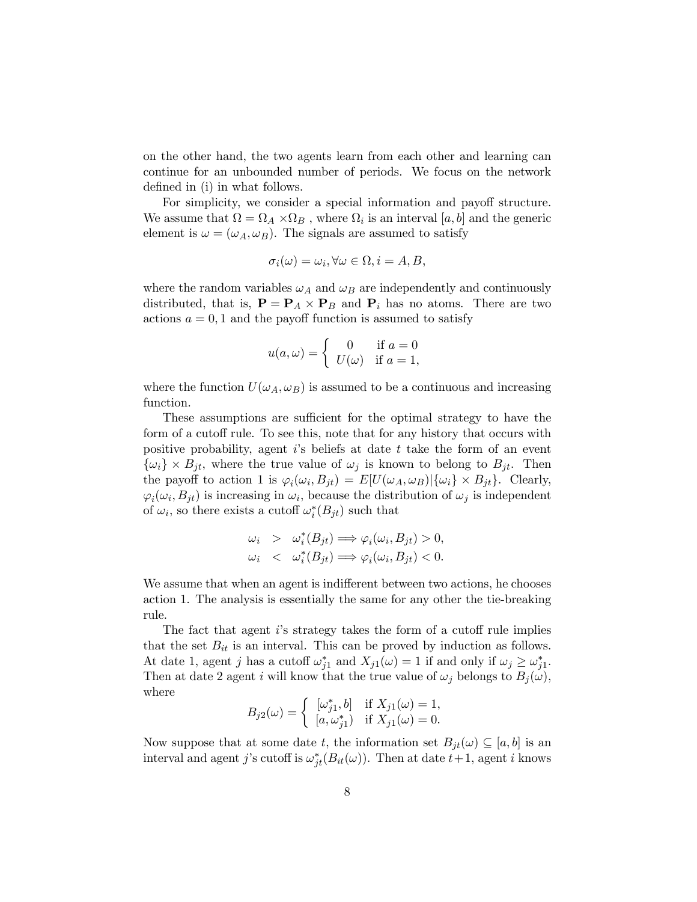on the other hand, the two agents learn from each other and learning can continue for an unbounded number of periods. We focus on the network defined in (i) in what follows.

For simplicity, we consider a special information and payoff structure. We assume that $\Omega = \Omega_A \times \Omega_B$ , where $\Omega_i$ is an interval $[a, b]$ and the generic element is $\omega = (\omega_A, \omega_B)$. The signals are assumed to satisfy

$$\sigma_i(\omega) = \omega_i, \forall \omega \in \Omega, i = A, B,$$

where the random variables $\omega_A$ and $\omega_B$ are independently and continuously distributed, that is, $\mathbf{P} = \mathbf{P}_A \times \mathbf{P}_B$ and $\mathbf{P}_i$ has no atoms. There are two actions $a = 0, 1$ and the payoff function is assumed to satisfy

$$u(a, \omega) = \begin{cases} 0 & \text{if } a = 0 \\ U(\omega) & \text{if } a = 1, \end{cases}$$

where the function $U(\omega_A, \omega_B)$ is assumed to be a continuous and increasing function.

These assumptions are sufficient for the optimal strategy to have the form of a cutoff rule. To see this, note that for any history that occurs with positive probability, agent $i$'s beliefs at date $t$ take the form of an event $\{\omega_i\} \times B_{jt}$, where the true value of $\omega_j$ is known to belong to $B_{jt}$. Then the payoff to action 1 is $\varphi_i(\omega_i, B_{jt}) = E[U(\omega_A, \omega_B)|\{\omega_i\} \times B_{jt}\}$. Clearly, $\varphi_i(\omega_i, B_{jt})$ is increasing in $\omega_i$, because the distribution of $\omega_j$ is independent of $\omega_i$, so there exists a cutoff $\omega_i^*(B_{jt})$ such that

$$\begin{aligned} \omega_i &> \omega_i^*(B_{jt}) \Longrightarrow \varphi_i(\omega_i, B_{jt}) > 0, \\ \omega_i &< \omega_i^*(B_{jt}) \Longrightarrow \varphi_i(\omega_i, B_{jt}) < 0. \end{aligned}$$

We assume that when an agent is indifferent between two actions, he chooses action 1. The analysis is essentially the same for any other the tie-breaking rule.

The fact that agent $i$'s strategy takes the form of a cutoff rule implies that the set $B_{it}$ is an interval. This can be proved by induction as follows. At date 1, agent $j$ has a cutoff $\omega_{j1}^*$ and $X_{j1}(\omega) = 1$ if and only if $\omega_j \geq \omega_{j1}^*$. Then at date 2 agent $i$ will know that the true value of $\omega_j$ belongs to $B_j(\omega)$, where

$$B_{j2}(\omega) = \begin{cases} [\omega_{j1}^*, b] & \text{if } X_{j1}(\omega) = 1, \\ [a, \omega_{j1}^*) & \text{if } X_{j1}(\omega) = 0. \end{cases}$$

Now suppose that at some date $t$, the information set $B_{jt}(\omega) \subseteq [a, b]$ is an interval and agent $j$'s cutoff is $\omega_{jt}^*(B_{it}(\omega))$. Then at date $t+1$, agent $i$ knows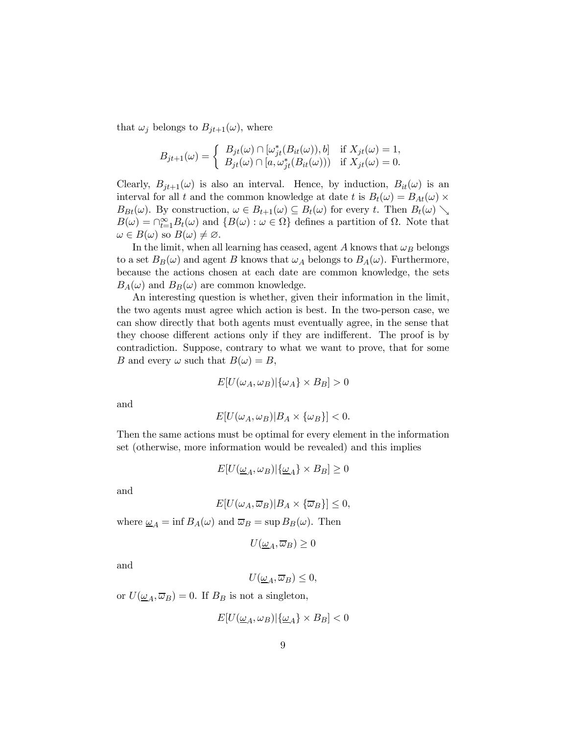that $\omega_j$ belongs to $B_{jt+1}(\omega)$, where

$$B_{jt+1}(\omega) = \begin{cases} B_{jt}(\omega) \cap [\omega^*_{jt}(B_{it}(\omega)), b] & \text{if } X_{jt}(\omega) = 1, \\ B_{jt}(\omega) \cap [a, \omega^*_{jt}(B_{it}(\omega))) & \text{if } X_{jt}(\omega) = 0. \end{cases}$$

Clearly, $B_{jt+1}(\omega)$ is also an interval. Hence, by induction, $B_{it}(\omega)$ is an interval for all $t$ and the common knowledge at date $t$ is $B_t(\omega) = B_{At}(\omega) \times B_{Bt}(\omega)$. By construction, $\omega \in B_{t+1}(\omega) \subseteq B_t(\omega)$ for every $t$. Then $B_t(\omega) \searrow B(\omega) = \cap_{t=1}^{\infty} B_t(\omega)$ and $\{B(\omega) : \omega \in \Omega\}$ defines a partition of $\Omega$. Note that $\omega \in B(\omega)$ so $B(\omega) \neq \varnothing$.

In the limit, when all learning has ceased, agent $A$ knows that $\omega_B$ belongs to a set $B_B(\omega)$ and agent $B$ knows that $\omega_A$ belongs to $B_A(\omega)$. Furthermore, because the actions chosen at each date are common knowledge, the sets $B_A(\omega)$ and $B_B(\omega)$ are common knowledge.

An interesting question is whether, given their information in the limit, the two agents must agree which action is best. In the two-person case, we can show directly that both agents must eventually agree, in the sense that they choose different actions only if they are indifferent. The proof is by contradiction. Suppose, contrary to what we want to prove, that for some $B$ and every $\omega$ such that $B(\omega) = B$,

$$E[U(\omega_A, \omega_B) | \{\omega_A\} \times B_B] > 0$$

and

$$E[U(\omega_A, \omega_B) | B_A \times \{\omega_B\}] < 0.$$

Then the same actions must be optimal for every element in the information set (otherwise, more information would be revealed) and this implies

$$E[U(\underline{\omega}_A, \omega_B) | \{\underline{\omega}_A\} \times B_B] \geq 0$$

and

$$E[U(\omega_A, \overline{\omega}_B) | B_A \times \{\overline{\omega}_B\}] \leq 0,$$

where $\underline{\omega}_A = \inf B_A(\omega)$ and $\overline{\omega}_B = \sup B_B(\omega)$. Then

$$U(\underline{\omega}_A, \overline{\omega}_B) \geq 0$$

and

$$U(\underline{\omega}_A, \overline{\omega}_B) \leq 0,$$

or $U(\underline{\omega}_A, \overline{\omega}_B) = 0$. If $B_B$ is not a singleton,

$$E[U(\underline{\omega}_A, \omega_B) | \{\underline{\omega}_A\} \times B_B] < 0$$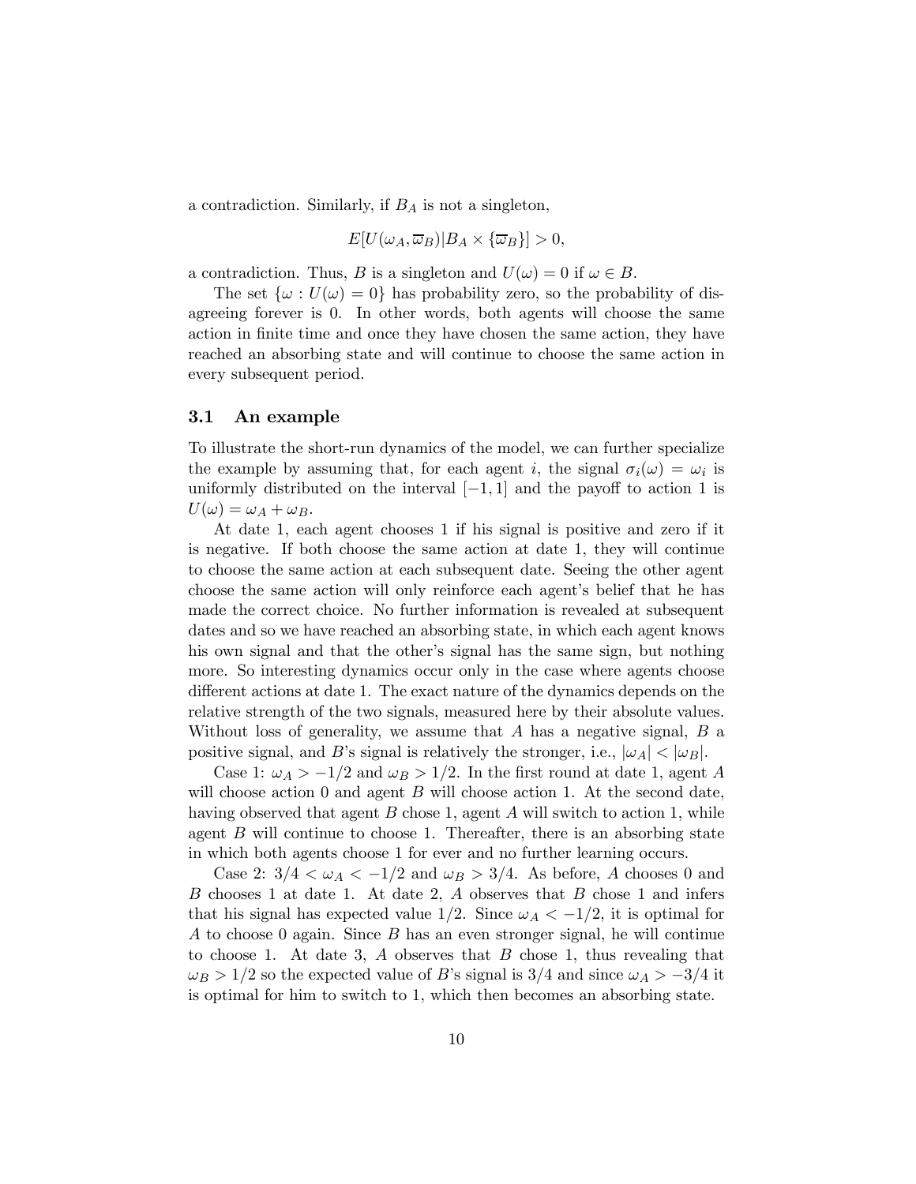a contradiction. Similarly, if $B_A$ is not a singleton,

$$E[U(\omega_A, \overline{\varpi}_B)|B_A \times \{\overline{\varpi}_B\}] > 0,$$

a contradiction. Thus, $B$ is a singleton and $U(\omega) = 0$ if $\omega \in B$.

The set $\{\omega : U(\omega) = 0\}$ has probability zero, so the probability of disagreeing forever is 0. In other words, both agents will choose the same action in finite time and once they have chosen the same action, they have reached an absorbing state and will continue to choose the same action in every subsequent period.

## 3.1 An example

To illustrate the short-run dynamics of the model, we can further specialize the example by assuming that, for each agent $i$, the signal $\sigma_i(\omega) = \omega_i$ is uniformly distributed on the interval $[-1, 1]$ and the payoff to action 1 is $U(\omega) = \omega_A + \omega_B$.

At date 1, each agent chooses 1 if his signal is positive and zero if it is negative. If both choose the same action at date 1, they will continue to choose the same action at each subsequent date. Seeing the other agent choose the same action will only reinforce each agent's belief that he has made the correct choice. No further information is revealed at subsequent dates and so we have reached an absorbing state, in which each agent knows his own signal and that the other's signal has the same sign, but nothing more. So interesting dynamics occur only in the case where agents choose different actions at date 1. The exact nature of the dynamics depends on the relative strength of the two signals, measured here by their absolute values. Without loss of generality, we assume that $A$ has a negative signal, $B$ a positive signal, and $B$'s signal is relatively the stronger, i.e., $|\omega_A| < |\omega_B|$.

Case 1: $\omega_A > -1/2$ and $\omega_B > 1/2$. In the first round at date 1, agent $A$ will choose action 0 and agent $B$ will choose action 1. At the second date, having observed that agent $B$ chose 1, agent $A$ will switch to action 1, while agent $B$ will continue to choose 1. Thereafter, there is an absorbing state in which both agents choose 1 for ever and no further learning occurs.

Case 2: $3/4 < \omega_A < -1/2$ and $\omega_B > 3/4$. As before, $A$ chooses 0 and $B$ chooses 1 at date 1. At date 2, $A$ observes that $B$ chose 1 and infers that his signal has expected value $1/2$. Since $\omega_A < -1/2$, it is optimal for $A$ to choose 0 again. Since $B$ has an even stronger signal, he will continue to choose 1. At date 3, $A$ observes that $B$ chose 1, thus revealing that $\omega_B > 1/2$ so the expected value of $B$'s signal is $3/4$ and since $\omega_A > -3/4$ it is optimal for him to switch to 1, which then becomes an absorbing state.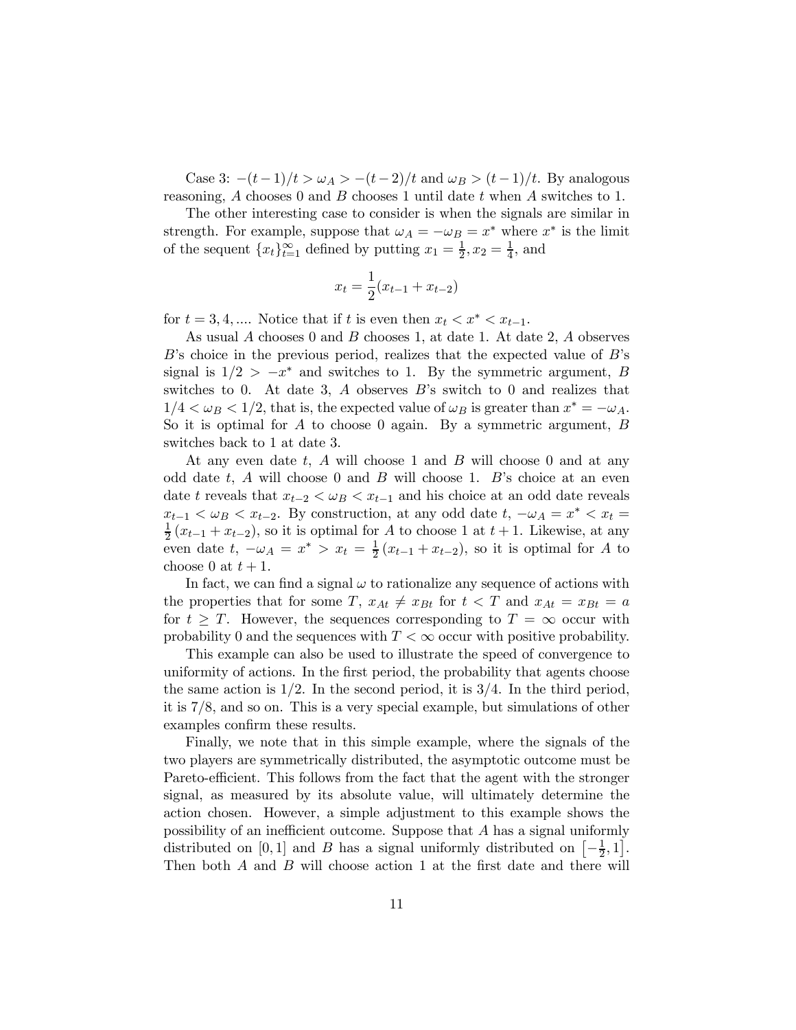Case 3: $-(t-1)/t > \omega_A > -(t-2)/t$ and $\omega_B > (t-1)/t$. By analogous reasoning, $A$ chooses 0 and $B$ chooses 1 until date $t$ when $A$ switches to 1.

The other interesting case to consider is when the signals are similar in strength. For example, suppose that $\omega_A = -\omega_B = x^*$ where $x^*$ is the limit of the sequent $\{x_t\}_{t=1}^{\infty}$ defined by putting $x_1 = \frac{1}{2}, x_2 = \frac{1}{4}$, and

$$x_t = \frac{1}{2}(x_{t-1} + x_{t-2})$$

for $t = 3, 4, ....$ Notice that if $t$ is even then $x_t < x^* < x_{t-1}$.

As usual $A$ chooses 0 and $B$ chooses 1, at date 1. At date 2, $A$ observes $B$'s choice in the previous period, realizes that the expected value of $B$'s signal is $1/2 > -x^*$ and switches to 1. By the symmetric argument, $B$ switches to 0. At date 3, $A$ observes $B$'s switch to 0 and realizes that $1/4 < \omega_B < 1/2$, that is, the expected value of $\omega_B$ is greater than $x^* = -\omega_A$. So it is optimal for $A$ to choose 0 again. By a symmetric argument, $B$ switches back to 1 at date 3.

At any even date $t$, $A$ will choose 1 and $B$ will choose 0 and at any odd date $t$, $A$ will choose 0 and $B$ will choose 1. $B$'s choice at an even date $t$ reveals that $x_{t-2} < \omega_B < x_{t-1}$ and his choice at an odd date reveals $x_{t-1} < \omega_B < x_{t-2}$. By construction, at any odd date $t$, $-\omega_A = x^* < x_t = \frac{1}{2}(x_{t-1} + x_{t-2})$, so it is optimal for $A$ to choose 1 at $t+1$. Likewise, at any even date $t$, $-\omega_A = x^* > x_t = \frac{1}{2}(x_{t-1} + x_{t-2})$, so it is optimal for $A$ to choose 0 at $t+1$.

In fact, we can find a signal $\omega$ to rationalize any sequence of actions with the properties that for some $T$, $x_{At} \neq x_{Bt}$ for $t < T$ and $x_{At} = x_{Bt} = a$ for $t \geq T$. However, the sequences corresponding to $T = \infty$ occur with probability 0 and the sequences with $T < \infty$ occur with positive probability.

This example can also be used to illustrate the speed of convergence to uniformity of actions. In the first period, the probability that agents choose the same action is 1/2. In the second period, it is 3/4. In the third period, it is 7/8, and so on. This is a very special example, but simulations of other examples confirm these results.

Finally, we note that in this simple example, where the signals of the two players are symmetrically distributed, the asymptotic outcome must be Pareto-efficient. This follows from the fact that the agent with the stronger signal, as measured by its absolute value, will ultimately determine the action chosen. However, a simple adjustment to this example shows the possibility of an inefficient outcome. Suppose that $A$ has a signal uniformly distributed on $[0, 1]$ and $B$ has a signal uniformly distributed on $\left[-\frac{1}{2}, 1\right]$. Then both $A$ and $B$ will choose action 1 at the first date and there will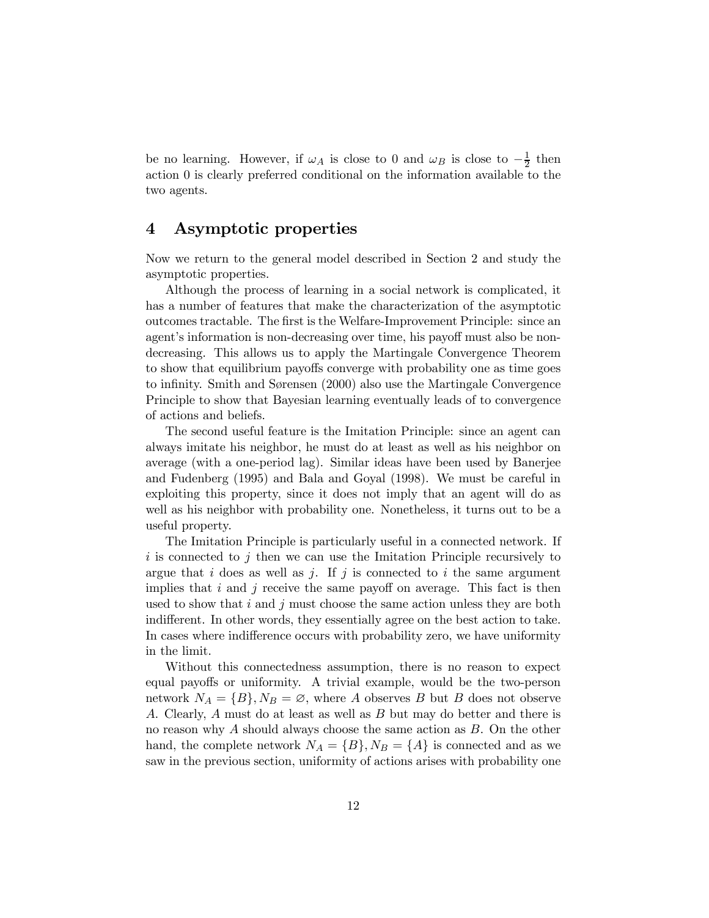be no learning. However, if $\omega_A$ is close to 0 and $\omega_B$ is close to $-\frac{1}{2}$ then action 0 is clearly preferred conditional on the information available to the two agents.

# 4 Asymptotic properties

Now we return to the general model described in Section 2 and study the asymptotic properties.

Although the process of learning in a social network is complicated, it has a number of features that make the characterization of the asymptotic outcomes tractable. The first is the Welfare-Improvement Principle: since an agent's information is non-decreasing over time, his payoff must also be non-decreasing. This allows us to apply the Martingale Convergence Theorem to show that equilibrium payoffs converge with probability one as time goes to infinity. Smith and Sørensen (2000) also use the Martingale Convergence Principle to show that Bayesian learning eventually leads of to convergence of actions and beliefs.

The second useful feature is the Imitation Principle: since an agent can always imitate his neighbor, he must do at least as well as his neighbor on average (with a one-period lag). Similar ideas have been used by Banerjee and Fudenberg (1995) and Bala and Goyal (1998). We must be careful in exploiting this property, since it does not imply that an agent will do as well as his neighbor with probability one. Nonetheless, it turns out to be a useful property.

The Imitation Principle is particularly useful in a connected network. If $i$ is connected to $j$ then we can use the Imitation Principle recursively to argue that $i$ does as well as $j$. If $j$ is connected to $i$ the same argument implies that $i$ and $j$ receive the same payoff on average. This fact is then used to show that $i$ and $j$ must choose the same action unless they are both indifferent. In other words, they essentially agree on the best action to take. In cases where indifference occurs with probability zero, we have uniformity in the limit.

Without this connectedness assumption, there is no reason to expect equal payoffs or uniformity. A trivial example, would be the two-person network $N_A = \{B\}, N_B = \varnothing$, where $A$ observes $B$ but $B$ does not observe $A$. Clearly, $A$ must do at least as well as $B$ but may do better and there is no reason why $A$ should always choose the same action as $B$. On the other hand, the complete network $N_A = \{B\}, N_B = \{A\}$ is connected and as we saw in the previous section, uniformity of actions arises with probability one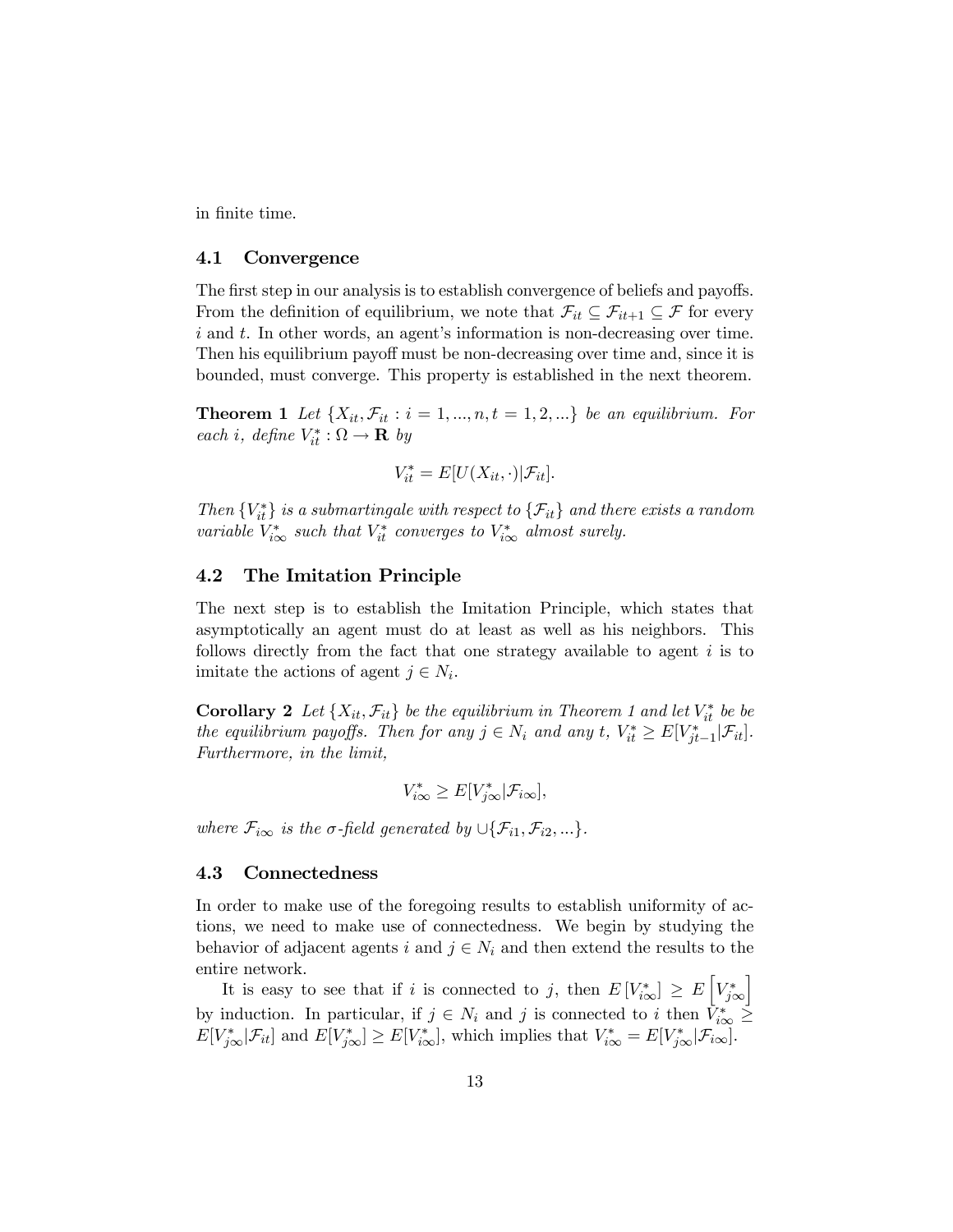in finite time.

## 4.1 Convergence

The first step in our analysis is to establish convergence of beliefs and payoffs. From the definition of equilibrium, we note that $\mathcal{F}_{it} \subseteq \mathcal{F}_{it+1} \subseteq \mathcal{F}$ for every $i$ and $t$. In other words, an agent's information is non-decreasing over time. Then his equilibrium payoff must be non-decreasing over time and, since it is bounded, must converge. This property is established in the next theorem.

**Theorem 1** *Let $\{X_{it}, \mathcal{F}_{it} : i = 1, ..., n, t = 1, 2, ...\}$ be an equilibrium. For each $i$, define $V^*_{it} : \Omega \to \mathbf{R}$ by*

$$V^*_{it} = E[U(X_{it}, \cdot)|\mathcal{F}_{it}].$$

*Then $\{V^*_{it}\}$ is a submartingale with respect to $\{\mathcal{F}_{it}\}$ and there exists a random variable $V^*_{i\infty}$ such that $V^*_{it}$ converges to $V^*_{i\infty}$ almost surely.*

## 4.2 The Imitation Principle

The next step is to establish the Imitation Principle, which states that asymptotically an agent must do at least as well as his neighbors. This follows directly from the fact that one strategy available to agent $i$ is to imitate the actions of agent $j \in N_i$.

**Corollary 2** *Let $\{X_{it}, \mathcal{F}_{it}\}$ be the equilibrium in Theorem 1 and let $V^*_{it}$ be be the equilibrium payoffs. Then for any $j \in N_i$ and any $t$, $V^*_{it} \geq E[V^*_{jt-1}|\mathcal{F}_{it}]$. Furthermore, in the limit,*

$$V^*_{i\infty} \geq E[V^*_{j\infty}|\mathcal{F}_{i\infty}],$$

*where $\mathcal{F}_{i\infty}$ is the $\sigma$-field generated by $\cup\{\mathcal{F}_{i1}, \mathcal{F}_{i2}, ...\}$.*

## 4.3 Connectedness

In order to make use of the foregoing results to establish uniformity of actions, we need to make use of connectedness. We begin by studying the behavior of adjacent agents $i$ and $j \in N_i$ and then extend the results to the entire network.

It is easy to see that if $i$ is connected to $j$, then $E[V^*_{i\infty}] \geq E\left[V^*_{j\infty}\right]$ by induction. In particular, if $j \in N_i$ and $j$ is connected to $i$ then $V^*_{i\infty} \geq E[V^*_{j\infty}|\mathcal{F}_{it}]$ and $E[V^*_{j\infty}] \geq E[V^*_{i\infty}]$, which implies that $V^*_{i\infty} = E[V^*_{j\infty}|\mathcal{F}_{i\infty}]$.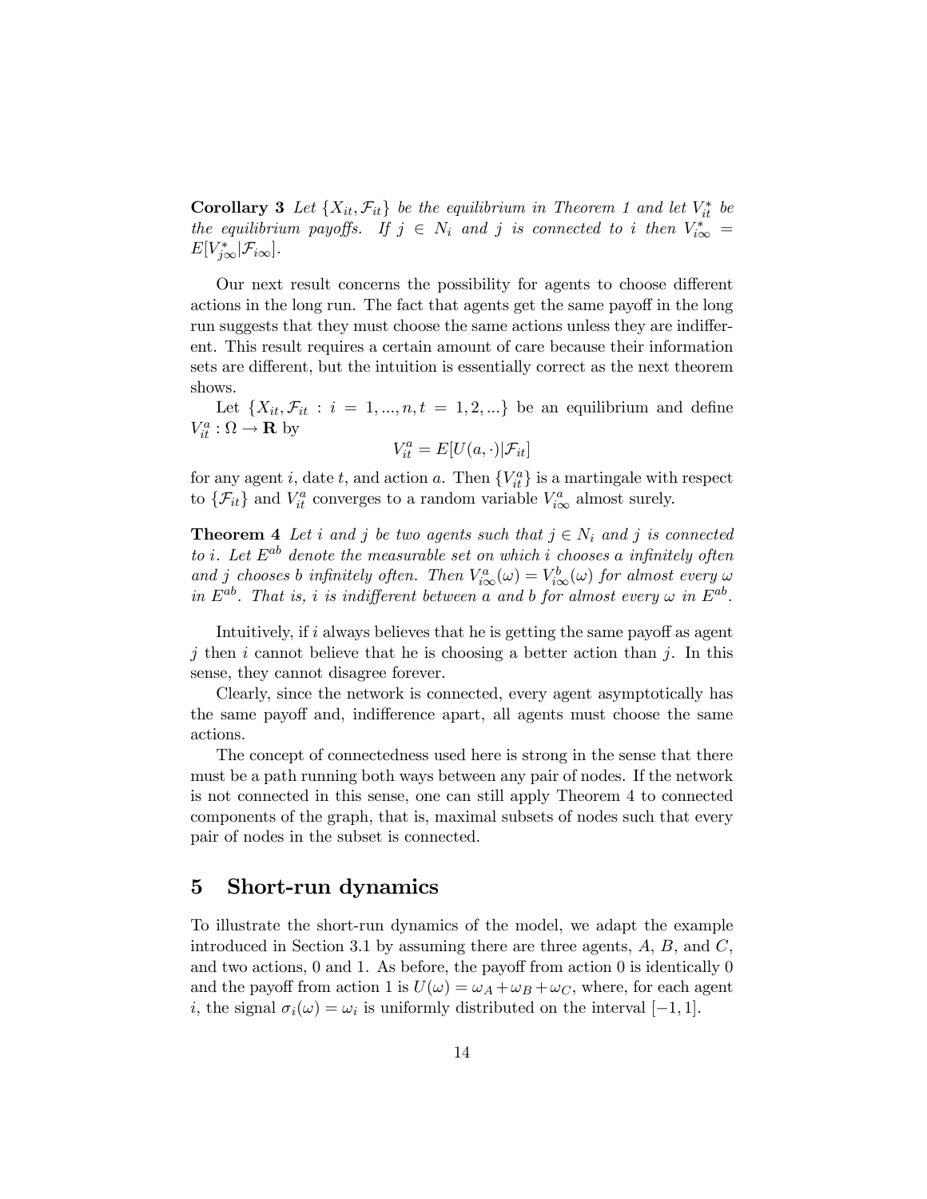**Corollary 3** *Let $\{X_{it}, \mathcal{F}_{it}\}$ be the equilibrium in Theorem 1 and let $V_{it}^*$ be the equilibrium payoffs. If $j \in N_i$ and $j$ is connected to $i$ then $V_{i\infty}^* = E[V_{j\infty}^* | \mathcal{F}_{i\infty}]$.*

Our next result concerns the possibility for agents to choose different actions in the long run. The fact that agents get the same payoff in the long run suggests that they must choose the same actions unless they are indifferent. This result requires a certain amount of care because their information sets are different, but the intuition is essentially correct as the next theorem shows.

Let $\{X_{it}, \mathcal{F}_{it} : i = 1, ..., n, t = 1, 2, ...\}$ be an equilibrium and define $V_{it}^a : \Omega \to \mathbf{R}$ by

$$V_{it}^a = E[U(a, \cdot)|\mathcal{F}_{it}]$$

for any agent $i$, date $t$, and action $a$. Then $\{V_{it}^a\}$ is a martingale with respect to $\{\mathcal{F}_{it}\}$ and $V_{it}^a$ converges to a random variable $V_{i\infty}^a$ almost surely.

**Theorem 4** *Let $i$ and $j$ be two agents such that $j \in N_i$ and $j$ is connected to $i$. Let $E^{ab}$ denote the measurable set on which $i$ chooses $a$ infinitely often and $j$ chooses $b$ infinitely often. Then $V_{i\infty}^a(\omega) = V_{i\infty}^b(\omega)$ for almost every $\omega$ in $E^{ab}$. That is, $i$ is indifferent between $a$ and $b$ for almost every $\omega$ in $E^{ab}$.*

Intuitively, if $i$ always believes that he is getting the same payoff as agent $j$ then $i$ cannot believe that he is choosing a better action than $j$. In this sense, they cannot disagree forever.

Clearly, since the network is connected, every agent asymptotically has the same payoff and, indifference apart, all agents must choose the same actions.

The concept of connectedness used here is strong in the sense that there must be a path running both ways between any pair of nodes. If the network is not connected in this sense, one can still apply Theorem 4 to connected components of the graph, that is, maximal subsets of nodes such that every pair of nodes in the subset is connected.

## 5 Short-run dynamics

To illustrate the short-run dynamics of the model, we adapt the example introduced in Section 3.1 by assuming there are three agents, $A$, $B$, and $C$, and two actions, 0 and 1. As before, the payoff from action 0 is identically 0 and the payoff from action 1 is $U(\omega) = \omega_A + \omega_B + \omega_C$, where, for each agent $i$, the signal $\sigma_i(\omega) = \omega_i$ is uniformly distributed on the interval $[-1, 1]$.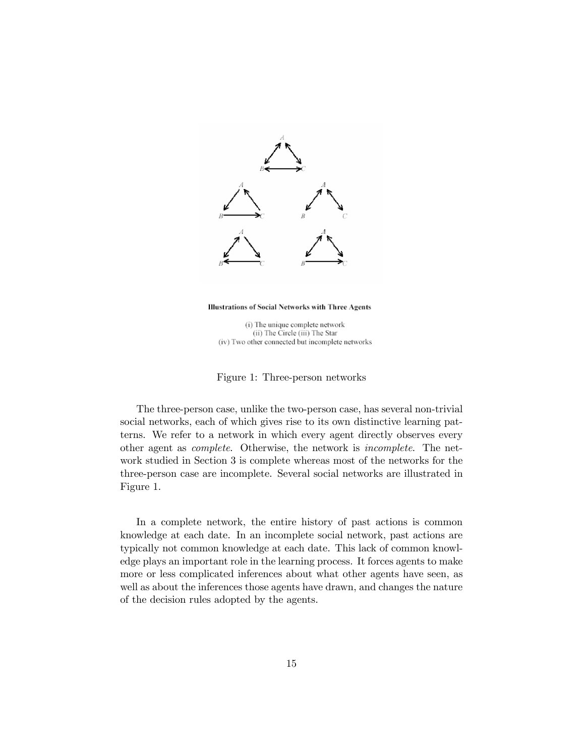Illustrations of Social Networks with Three Agents

(i) The unique complete network
(ii) The Circle (iii) The Star
(iv) Two other connected but incomplete networks

Figure 1: Three-person networks

The three-person case, unlike the two-person case, has several non-trivial social networks, each of which gives rise to its own distinctive learning patterns. We refer to a network in which every agent directly observes every other agent as *complete*. Otherwise, the network is *incomplete*. The network studied in Section 3 is complete whereas most of the networks for the three-person case are incomplete. Several social networks are illustrated in Figure 1.

In a complete network, the entire history of past actions is common knowledge at each date. In an incomplete social network, past actions are typically not common knowledge at each date. This lack of common knowledge plays an important role in the learning process. It forces agents to make more or less complicated inferences about what other agents have seen, as well as about the inferences those agents have drawn, and changes the nature of the decision rules adopted by the agents.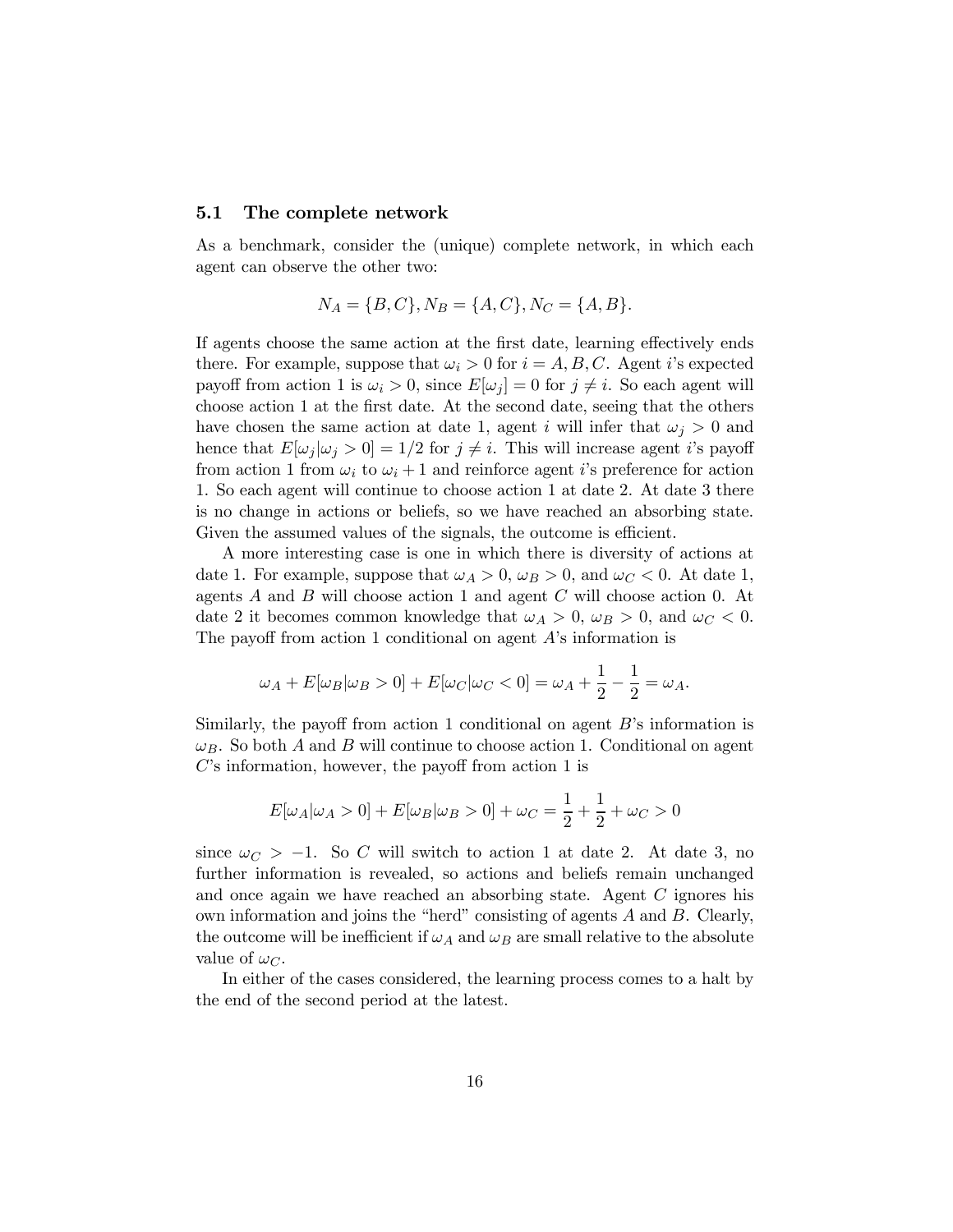### 5.1 The complete network

As a benchmark, consider the (unique) complete network, in which each agent can observe the other two:

$$N_A = \{B, C\}, N_B = \{A, C\}, N_C = \{A, B\}.$$

If agents choose the same action at the first date, learning effectively ends there. For example, suppose that $\omega_i > 0$ for $i = A, B, C$. Agent $i$'s expected payoff from action 1 is $\omega_i > 0$, since $E[\omega_j] = 0$ for $j \neq i$. So each agent will choose action 1 at the first date. At the second date, seeing that the others have chosen the same action at date 1, agent $i$ will infer that $\omega_j > 0$ and hence that $E[\omega_j|\omega_j > 0] = 1/2$ for $j \neq i$. This will increase agent $i$'s payoff from action 1 from $\omega_i$ to $\omega_i + 1$ and reinforce agent $i$'s preference for action 1. So each agent will continue to choose action 1 at date 2. At date 3 there is no change in actions or beliefs, so we have reached an absorbing state. Given the assumed values of the signals, the outcome is efficient.

A more interesting case is one in which there is diversity of actions at date 1. For example, suppose that $\omega_A > 0$, $\omega_B > 0$, and $\omega_C < 0$. At date 1, agents $A$ and $B$ will choose action 1 and agent $C$ will choose action 0. At date 2 it becomes common knowledge that $\omega_A > 0$, $\omega_B > 0$, and $\omega_C < 0$. The payoff from action 1 conditional on agent $A$'s information is

$$\omega_A + E[\omega_B|\omega_B > 0] + E[\omega_C|\omega_C < 0] = \omega_A + \frac{1}{2} - \frac{1}{2} = \omega_A.$$

Similarly, the payoff from action 1 conditional on agent $B$'s information is $\omega_B$. So both $A$ and $B$ will continue to choose action 1. Conditional on agent $C$'s information, however, the payoff from action 1 is

$$E[\omega_A|\omega_A > 0] + E[\omega_B|\omega_B > 0] + \omega_C = \frac{1}{2} + \frac{1}{2} + \omega_C > 0$$

since $\omega_C > -1$. So $C$ will switch to action 1 at date 2. At date 3, no further information is revealed, so actions and beliefs remain unchanged and once again we have reached an absorbing state. Agent $C$ ignores his own information and joins the "herd" consisting of agents $A$ and $B$. Clearly, the outcome will be inefficient if $\omega_A$ and $\omega_B$ are small relative to the absolute value of $\omega_C$.

In either of the cases considered, the learning process comes to a halt by the end of the second period at the latest.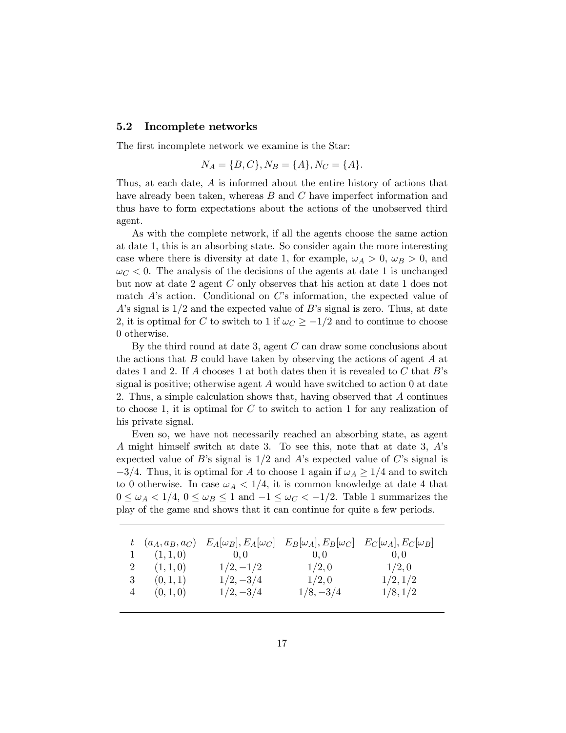### 5.2 Incomplete networks

The first incomplete network we examine is the Star:

$$N_A = \{B, C\}, N_B = \{A\}, N_C = \{A\}.$$

Thus, at each date, $A$ is informed about the entire history of actions that have already been taken, whereas $B$ and $C$ have imperfect information and thus have to form expectations about the actions of the unobserved third agent.

As with the complete network, if all the agents choose the same action at date 1, this is an absorbing state. So consider again the more interesting case where there is diversity at date 1, for example, $\omega_A > 0$, $\omega_B > 0$, and $\omega_C < 0$. The analysis of the decisions of the agents at date 1 is unchanged but now at date 2 agent $C$ only observes that his action at date 1 does not match $A$'s action. Conditional on $C$'s information, the expected value of $A$'s signal is $1/2$ and the expected value of $B$'s signal is zero. Thus, at date 2, it is optimal for $C$ to switch to 1 if $\omega_C \geq -1/2$ and to continue to choose 0 otherwise.

By the third round at date 3, agent $C$ can draw some conclusions about the actions that $B$ could have taken by observing the actions of agent $A$ at dates 1 and 2. If $A$ chooses 1 at both dates then it is revealed to $C$ that $B$'s signal is positive; otherwise agent $A$ would have switched to action 0 at date 2. Thus, a simple calculation shows that, having observed that $A$ continues to choose 1, it is optimal for $C$ to switch to action 1 for any realization of his private signal.

Even so, we have not necessarily reached an absorbing state, as agent $A$ might himself switch at date 3. To see this, note that at date 3, $A$'s expected value of $B$'s signal is $1/2$ and $A$'s expected value of $C$'s signal is $-3/4$. Thus, it is optimal for $A$ to choose 1 again if $\omega_A \geq 1/4$ and to switch to 0 otherwise. In case $\omega_A < 1/4$, it is common knowledge at date 4 that $0 \leq \omega_A < 1/4$, $0 \leq \omega_B \leq 1$ and $-1 \leq \omega_C < -1/2$. Table 1 summarizes the play of the game and shows that it can continue for quite a few periods.

| $t$ | $(a_A, a_B, a_C)$ | $E_A[\omega_B], E_A[\omega_C]$ | $E_B[\omega_A], E_B[\omega_C]$ | $E_C[\omega_A], E_C[\omega_B]$ |
|---|---|---|---|---|
| 1 | $(1, 1, 0)$ | $0, 0$ | $0, 0$ | $0, 0$ |
| 2 | $(1, 1, 0)$ | $1/2, -1/2$ | $1/2, 0$ | $1/2, 0$ |
| 3 | $(0, 1, 1)$ | $1/2, -3/4$ | $1/2, 0$ | $1/2, 1/2$ |
| 4 | $(0, 1, 0)$ | $1/2, -3/4$ | $1/8, -3/4$ | $1/8, 1/2$ |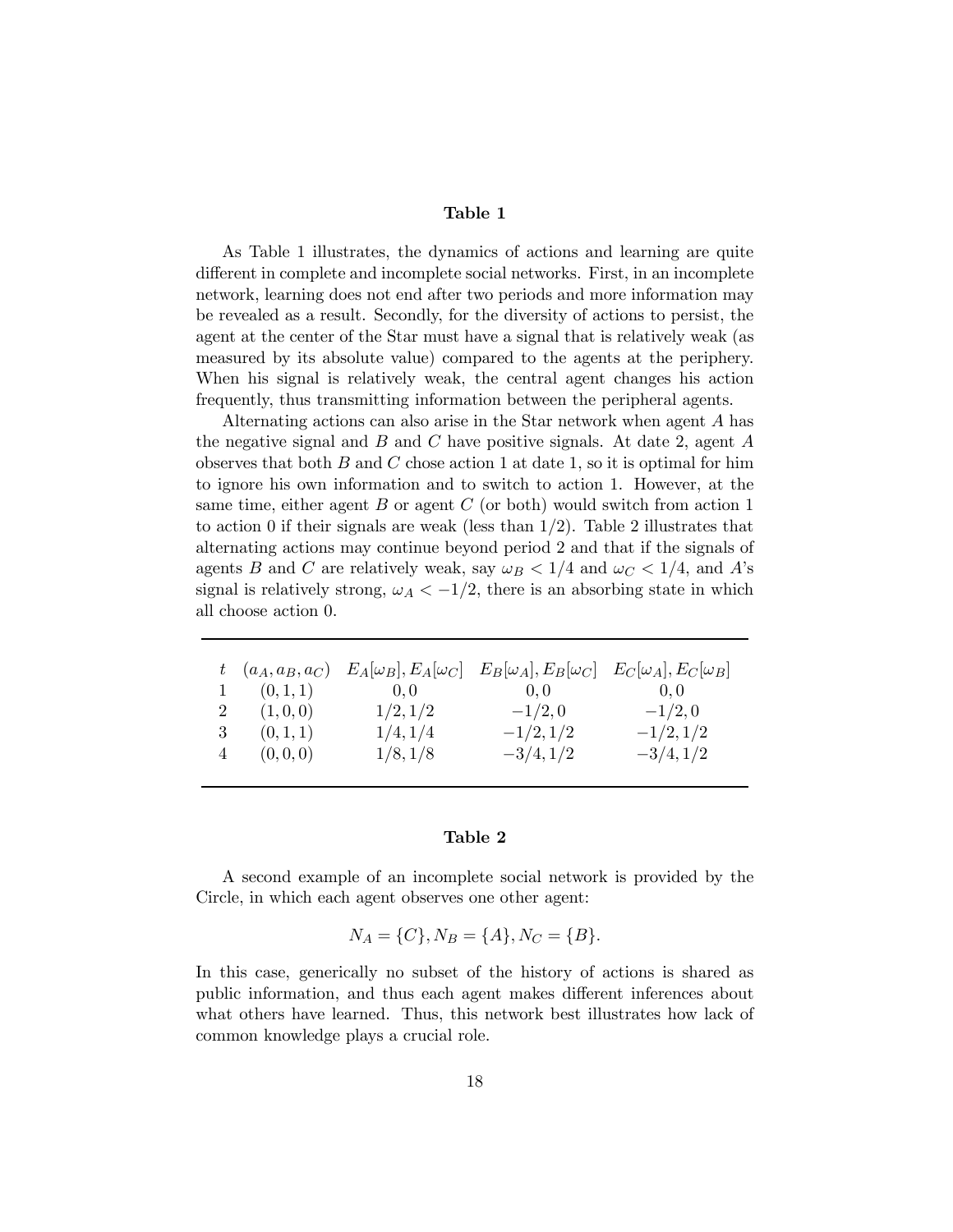**Table 1**

As Table 1 illustrates, the dynamics of actions and learning are quite different in complete and incomplete social networks. First, in an incomplete network, learning does not end after two periods and more information may be revealed as a result. Secondly, for the diversity of actions to persist, the agent at the center of the Star must have a signal that is relatively weak (as measured by its absolute value) compared to the agents at the periphery. When his signal is relatively weak, the central agent changes his action frequently, thus transmitting information between the peripheral agents.

Alternating actions can also arise in the Star network when agent $A$ has the negative signal and $B$ and $C$ have positive signals. At date 2, agent $A$ observes that both $B$ and $C$ chose action 1 at date 1, so it is optimal for him to ignore his own information and to switch to action 1. However, at the same time, either agent $B$ or agent $C$ (or both) would switch from action 1 to action 0 if their signals are weak (less than $1/2$). Table 2 illustrates that alternating actions may continue beyond period 2 and that if the signals of agents $B$ and $C$ are relatively weak, say $\omega_B < 1/4$ and $\omega_C < 1/4$, and $A$'s signal is relatively strong, $\omega_A < -1/2$, there is an absorbing state in which all choose action 0.

| $t$ | $(a_A, a_B, a_C)$ | $E_A[\omega_B], E_A[\omega_C]$ | $E_B[\omega_A], E_B[\omega_C]$ | $E_C[\omega_A], E_C[\omega_B]$ |
|---|---|---|---|---|
| 1 | $(0, 1, 1)$ | $0, 0$ | $0, 0$ | $0, 0$ |
| 2 | $(1, 0, 0)$ | $1/2, 1/2$ | $-1/2, 0$ | $-1/2, 0$ |
| 3 | $(0, 1, 1)$ | $1/4, 1/4$ | $-1/2, 1/2$ | $-1/2, 1/2$ |
| 4 | $(0, 0, 0)$ | $1/8, 1/8$ | $-3/4, 1/2$ | $-3/4, 1/2$ |

**Table 2**

A second example of an incomplete social network is provided by the Circle, in which each agent observes one other agent:

$$N_A = \{C\}, N_B = \{A\}, N_C = \{B\}.$$

In this case, generically no subset of the history of actions is shared as public information, and thus each agent makes different inferences about what others have learned. Thus, this network best illustrates how lack of common knowledge plays a crucial role.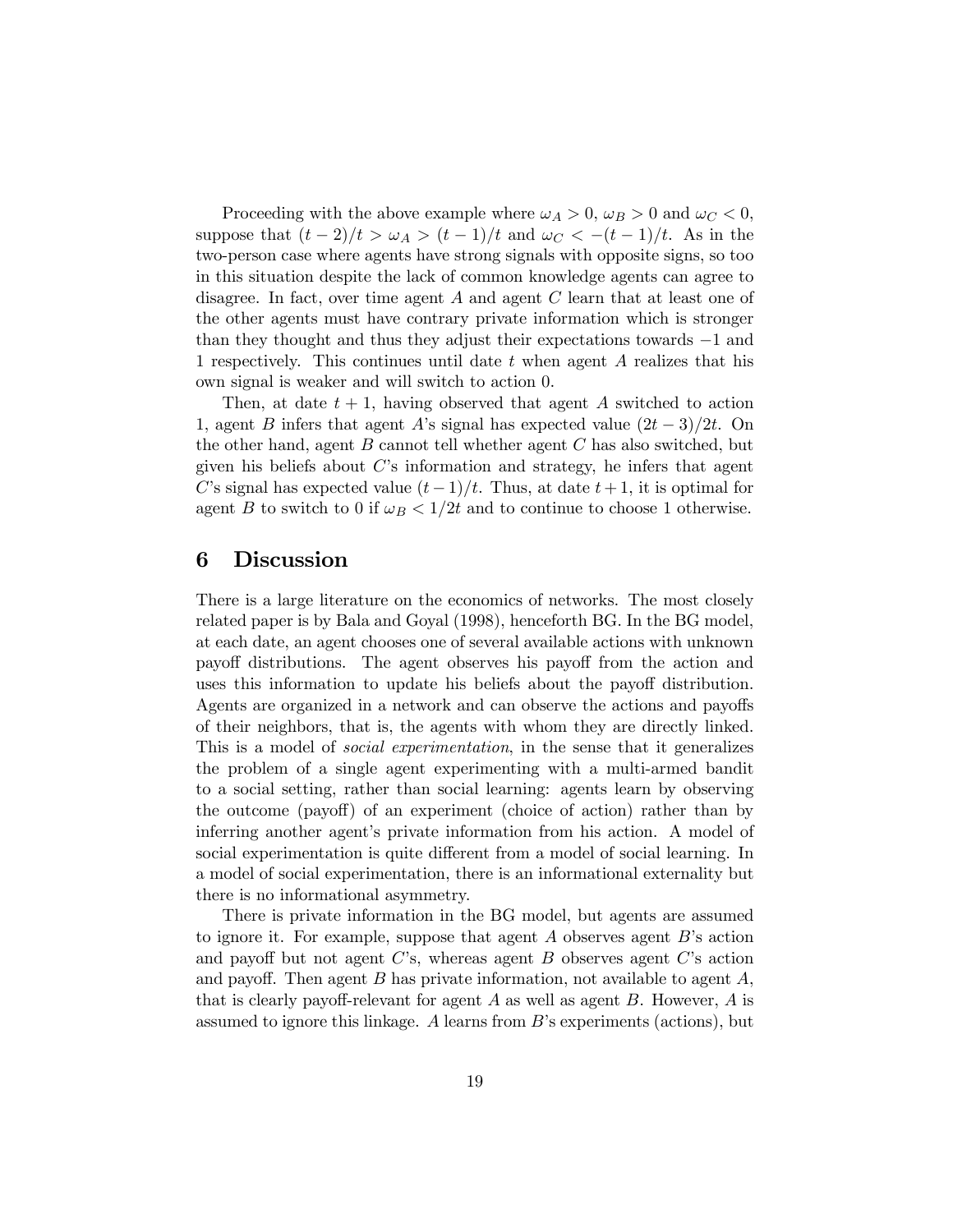Proceeding with the above example where $\omega_A > 0$, $\omega_B > 0$ and $\omega_C < 0$, suppose that $(t-2)/t > \omega_A > (t-1)/t$ and $\omega_C < -(t-1)/t$. As in the two-person case where agents have strong signals with opposite signs, so too in this situation despite the lack of common knowledge agents can agree to disagree. In fact, over time agent $A$ and agent $C$ learn that at least one of the other agents must have contrary private information which is stronger than they thought and thus they adjust their expectations towards $-1$ and $1$ respectively. This continues until date $t$ when agent $A$ realizes that his own signal is weaker and will switch to action 0.

Then, at date $t+1$, having observed that agent $A$ switched to action 1, agent $B$ infers that agent $A$'s signal has expected value $(2t-3)/2t$. On the other hand, agent $B$ cannot tell whether agent $C$ has also switched, but given his beliefs about $C$'s information and strategy, he infers that agent $C$'s signal has expected value $(t-1)/t$. Thus, at date $t+1$, it is optimal for agent $B$ to switch to 0 if $\omega_B < 1/2t$ and to continue to choose 1 otherwise.

# 6 Discussion

There is a large literature on the economics of networks. The most closely related paper is by Bala and Goyal (1998), henceforth BG. In the BG model, at each date, an agent chooses one of several available actions with unknown payoff distributions. The agent observes his payoff from the action and uses this information to update his beliefs about the payoff distribution. Agents are organized in a network and can observe the actions and payoffs of their neighbors, that is, the agents with whom they are directly linked. This is a model of *social experimentation*, in the sense that it generalizes the problem of a single agent experimenting with a multi-armed bandit to a social setting, rather than social learning: agents learn by observing the outcome (payoff) of an experiment (choice of action) rather than by inferring another agent's private information from his action. A model of social experimentation is quite different from a model of social learning. In a model of social experimentation, there is an informational externality but there is no informational asymmetry.

There is private information in the BG model, but agents are assumed to ignore it. For example, suppose that agent $A$ observes agent $B$'s action and payoff but not agent $C$'s, whereas agent $B$ observes agent $C$'s action and payoff. Then agent $B$ has private information, not available to agent $A$, that is clearly payoff-relevant for agent $A$ as well as agent $B$. However, $A$ is assumed to ignore this linkage. $A$ learns from $B$'s experiments (actions), but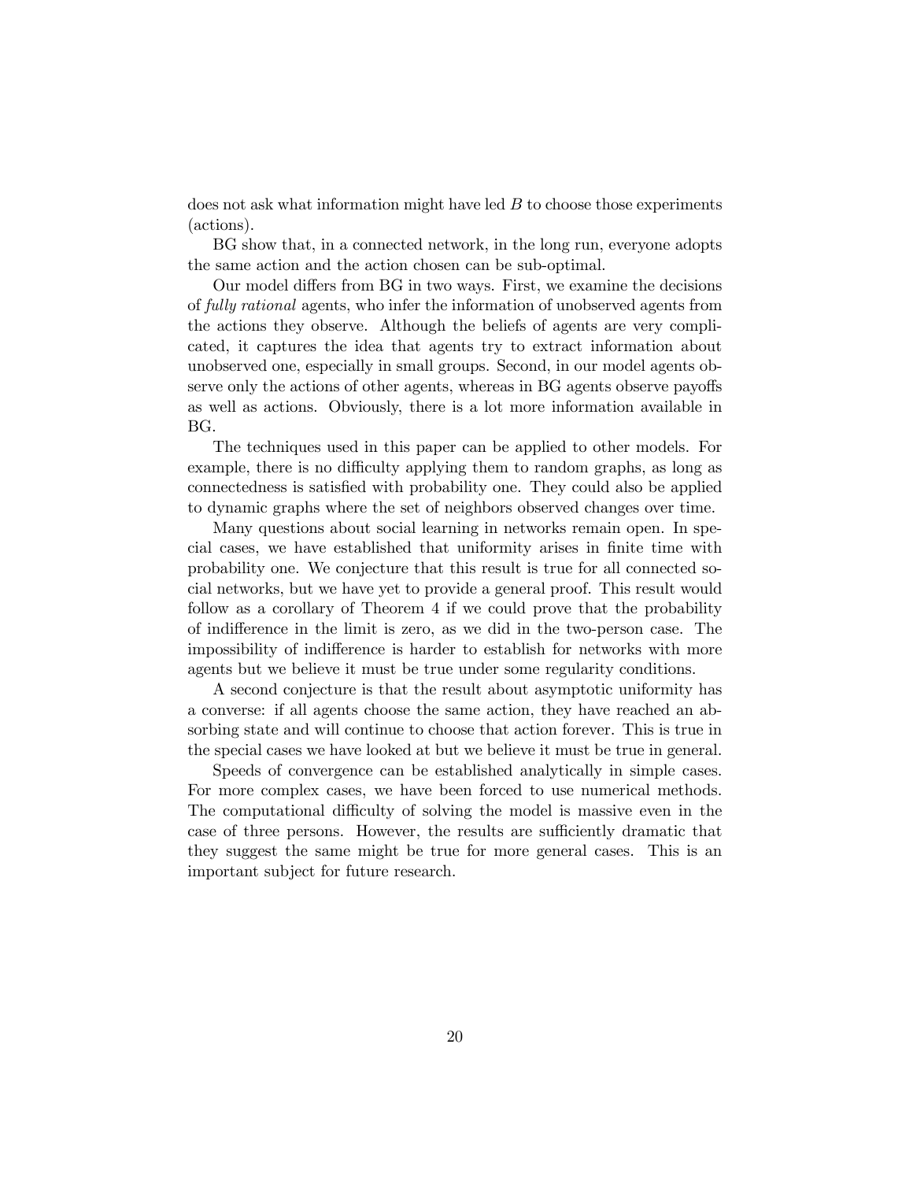does not ask what information might have led $B$ to choose those experiments (actions).

BG show that, in a connected network, in the long run, everyone adopts the same action and the action chosen can be sub-optimal.

Our model differs from BG in two ways. First, we examine the decisions of *fully rational* agents, who infer the information of unobserved agents from the actions they observe. Although the beliefs of agents are very complicated, it captures the idea that agents try to extract information about unobserved one, especially in small groups. Second, in our model agents observe only the actions of other agents, whereas in BG agents observe payoffs as well as actions. Obviously, there is a lot more information available in BG.

The techniques used in this paper can be applied to other models. For example, there is no difficulty applying them to random graphs, as long as connectedness is satisfied with probability one. They could also be applied to dynamic graphs where the set of neighbors observed changes over time.

Many questions about social learning in networks remain open. In special cases, we have established that uniformity arises in finite time with probability one. We conjecture that this result is true for all connected social networks, but we have yet to provide a general proof. This result would follow as a corollary of Theorem 4 if we could prove that the probability of indifference in the limit is zero, as we did in the two-person case. The impossibility of indifference is harder to establish for networks with more agents but we believe it must be true under some regularity conditions.

A second conjecture is that the result about asymptotic uniformity has a converse: if all agents choose the same action, they have reached an absorbing state and will continue to choose that action forever. This is true in the special cases we have looked at but we believe it must be true in general.

Speeds of convergence can be established analytically in simple cases. For more complex cases, we have been forced to use numerical methods. The computational difficulty of solving the model is massive even in the case of three persons. However, the results are sufficiently dramatic that they suggest the same might be true for more general cases. This is an important subject for future research.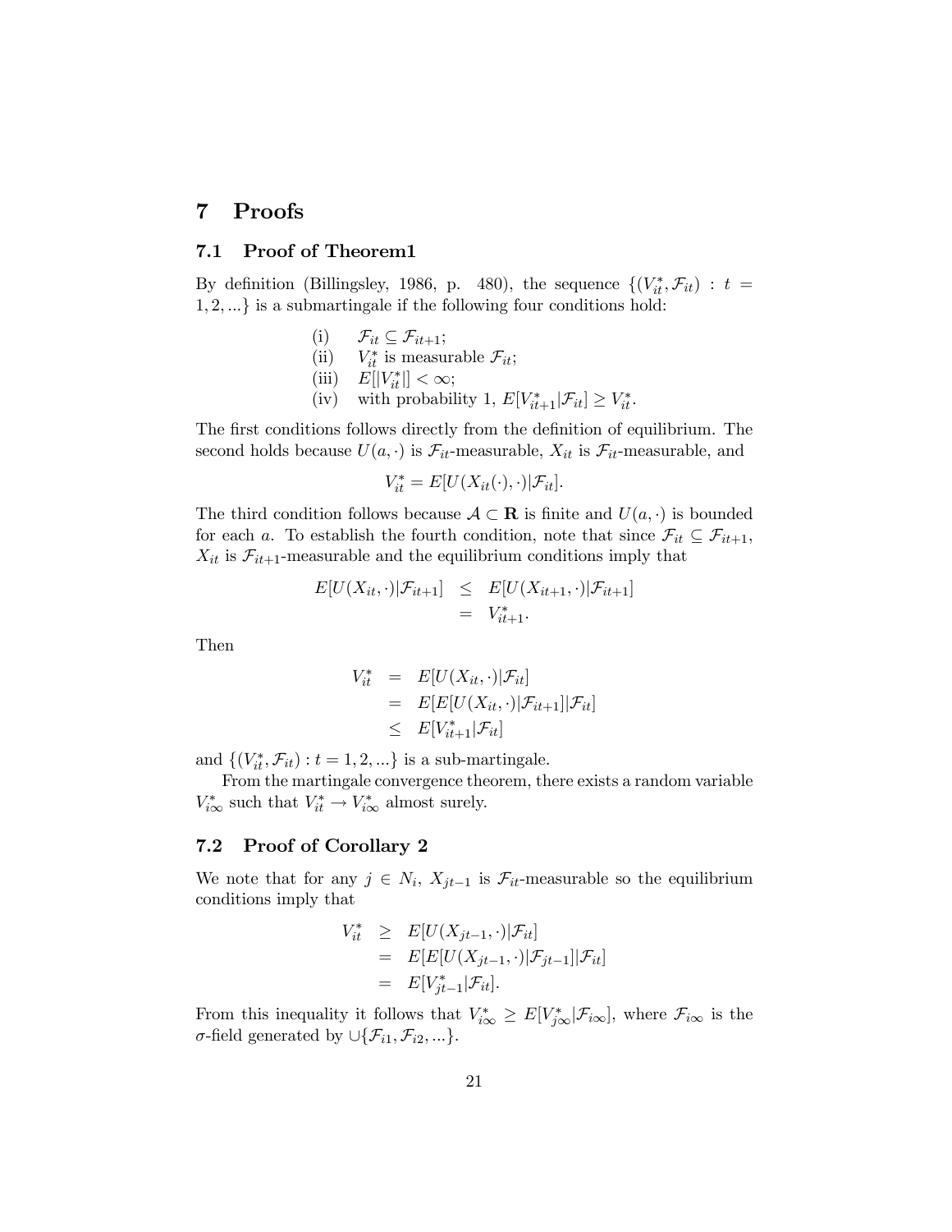# 7 Proofs

## 7.1 Proof of Theorem1

By definition (Billingsley, 1986, p. 480), the sequence $\{(V^*_{it}, \mathcal{F}_{it}) : t = 1, 2, ...\}$ is a submartingale if the following four conditions hold:

(i) $\mathcal{F}_{it} \subseteq \mathcal{F}_{it+1}$;
(ii) $V^*_{it}$ is measurable $\mathcal{F}_{it}$;
(iii) $E[|V^*_{it}|] < \infty$;
(iv) with probability 1, $E[V^*_{it+1}|\mathcal{F}_{it}] \geq V^*_{it}$.

The first conditions follows directly from the definition of equilibrium. The second holds because $U(a, \cdot)$ is $\mathcal{F}_{it}$-measurable, $X_{it}$ is $\mathcal{F}_{it}$-measurable, and

$$V^*_{it} = E[U(X_{it}(\cdot), \cdot)|\mathcal{F}_{it}].$$

The third condition follows because $\mathcal{A} \subset \mathbf{R}$ is finite and $U(a, \cdot)$ is bounded for each $a$. To establish the fourth condition, note that since $\mathcal{F}_{it} \subseteq \mathcal{F}_{it+1}$, $X_{it}$ is $\mathcal{F}_{it+1}$-measurable and the equilibrium conditions imply that

$$\begin{aligned} E[U(X_{it}, \cdot)|\mathcal{F}_{it+1}] &\leq E[U(X_{it+1}, \cdot)|\mathcal{F}_{it+1}] \\ &= V^*_{it+1}. \end{aligned}$$

Then

$$\begin{aligned} V^*_{it} &= E[U(X_{it}, \cdot)|\mathcal{F}_{it}] \\ &= E[E[U(X_{it}, \cdot)|\mathcal{F}_{it+1}]|\mathcal{F}_{it}] \\ &\leq E[V^*_{it+1}|\mathcal{F}_{it}] \end{aligned}$$

and $\{(V^*_{it}, \mathcal{F}_{it}) : t = 1, 2, ...\}$ is a sub-martingale.

From the martingale convergence theorem, there exists a random variable $V^*_{i\infty}$ such that $V^*_{it} \to V^*_{i\infty}$ almost surely.

## 7.2 Proof of Corollary 2

We note that for any $j \in N_i$, $X_{jt-1}$ is $\mathcal{F}_{it}$-measurable so the equilibrium conditions imply that

$$\begin{aligned} V^*_{it} &\geq E[U(X_{jt-1}, \cdot)|\mathcal{F}_{it}] \\ &= E[E[U(X_{jt-1}, \cdot)|\mathcal{F}_{jt-1}]|\mathcal{F}_{it}] \\ &= E[V^*_{jt-1}|\mathcal{F}_{it}]. \end{aligned}$$

From this inequality it follows that $V^*_{i\infty} \geq E[V^*_{j\infty}|\mathcal{F}_{i\infty}]$, where $\mathcal{F}_{i\infty}$ is the $\sigma$-field generated by $\cup\{\mathcal{F}_{i1}, \mathcal{F}_{i2}, ...\}$.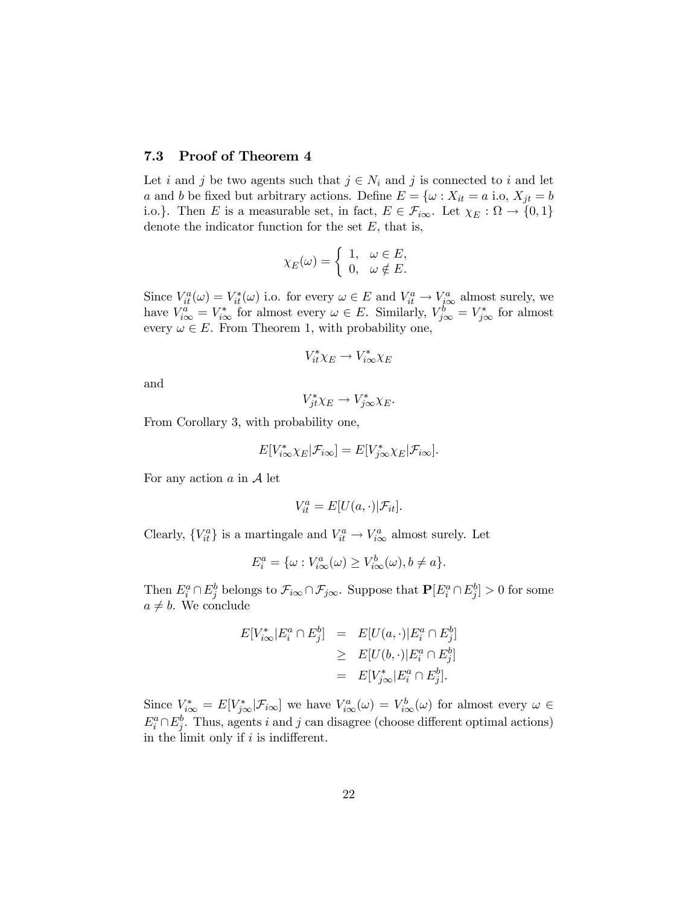### 7.3 Proof of Theorem 4

Let $i$ and $j$ be two agents such that $j \in N_i$ and $j$ is connected to $i$ and let $a$ and $b$ be fixed but arbitrary actions. Define $E = \{\omega : X_{it} = a \text{ i.o}, X_{jt} = b \text{ i.o.}\}$. Then $E$ is a measurable set, in fact, $E \in \mathcal{F}_{i\infty}$. Let $\chi_E : \Omega \to \{0, 1\}$ denote the indicator function for the set $E$, that is,

$$\chi_E(\omega) = \begin{cases} 1, & \omega \in E, \\ 0, & \omega \notin E. \end{cases}$$

Since $V^a_{it}(\omega) = V^*_{it}(\omega)$ i.o. for every $\omega \in E$ and $V^a_{it} \to V^a_{i\infty}$ almost surely, we have $V^a_{i\infty} = V^*_{i\infty}$ for almost every $\omega \in E$. Similarly, $V^b_{j\infty} = V^*_{j\infty}$ for almost every $\omega \in E$. From Theorem 1, with probability one,

$$V^*_{it}\chi_E \to V^*_{i\infty}\chi_E$$

and

$$V^*_{jt}\chi_E \to V^*_{j\infty}\chi_E.$$

From Corollary 3, with probability one,

$$E[V^*_{i\infty}\chi_E|\mathcal{F}_{i\infty}] = E[V^*_{j\infty}\chi_E|\mathcal{F}_{i\infty}].$$

For any action $a$ in $\mathcal{A}$ let

$$V^a_{it} = E[U(a, \cdot)|\mathcal{F}_{it}].$$

Clearly, $\{V^a_{it}\}$ is a martingale and $V^a_{it} \to V^a_{i\infty}$ almost surely. Let

$$E^a_i = \{\omega : V^a_{i\infty}(\omega) \geq V^b_{i\infty}(\omega), b \neq a\}.$$

Then $E^a_i \cap E^b_j$ belongs to $\mathcal{F}_{i\infty} \cap \mathcal{F}_{j\infty}$. Suppose that $\mathbf{P}[E^a_i \cap E^b_j] > 0$ for some $a \neq b$. We conclude

$$\begin{aligned} E[V^*_{i\infty}|E^a_i \cap E^b_j] &= E[U(a, \cdot)|E^a_i \cap E^b_j] \\ &\geq E[U(b, \cdot)|E^a_i \cap E^b_j] \\ &= E[V^*_{j\infty}|E^a_i \cap E^b_j]. \end{aligned}$$

Since $V^*_{i\infty} = E[V^*_{j\infty}|\mathcal{F}_{i\infty}]$ we have $V^a_{i\infty}(\omega) = V^b_{i\infty}(\omega)$ for almost every $\omega \in E^a_i \cap E^b_j$. Thus, agents $i$ and $j$ can disagree (choose different optimal actions) in the limit only if $i$ is indifferent.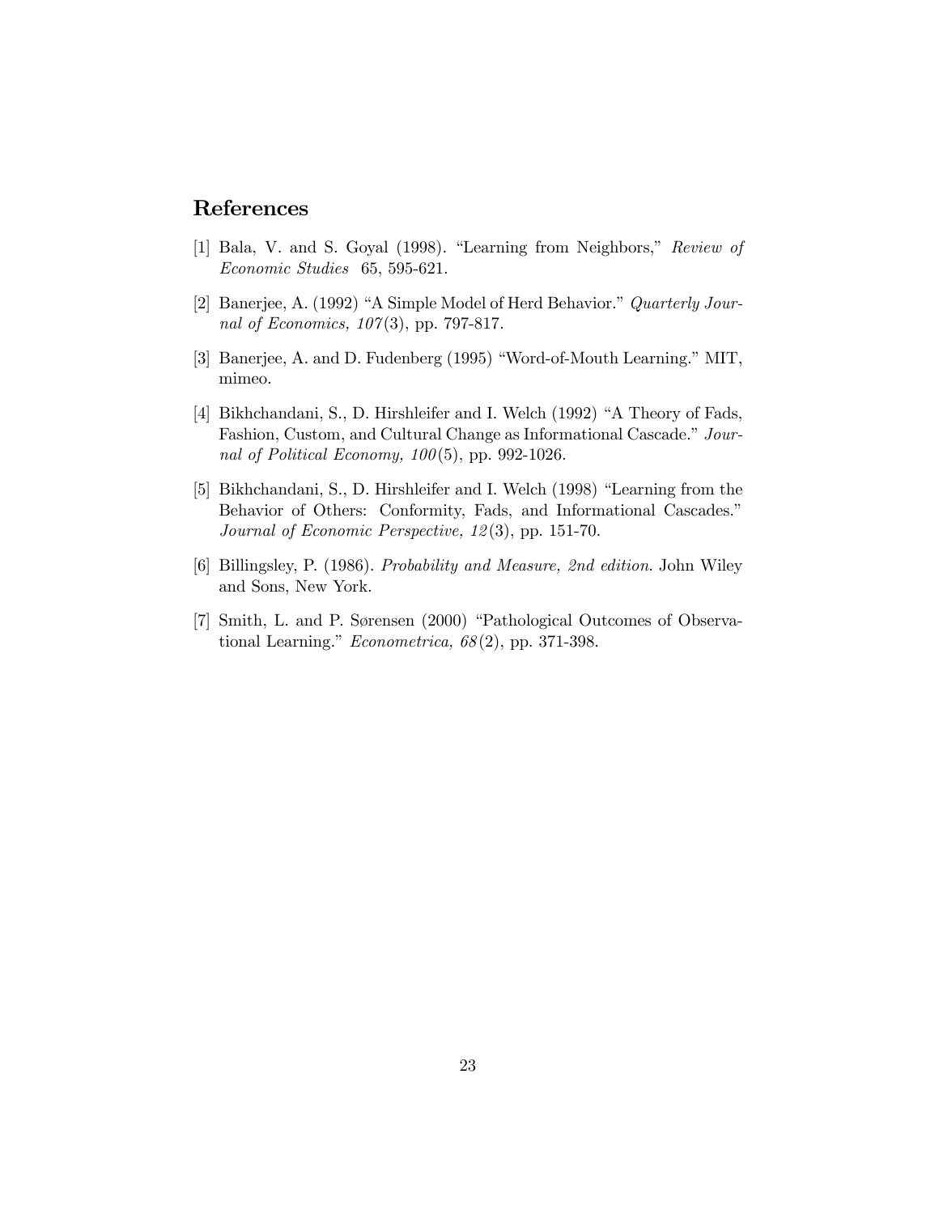## References

[1] Bala, V. and S. Goyal (1998). "Learning from Neighbors," *Review of Economic Studies* 65, 595-621.

[2] Banerjee, A. (1992) "A Simple Model of Herd Behavior." *Quarterly Journal of Economics, 107*(3), pp. 797-817.

[3] Banerjee, A. and D. Fudenberg (1995) "Word-of-Mouth Learning." MIT, mimeo.

[4] Bikhchandani, S., D. Hirshleifer and I. Welch (1992) "A Theory of Fads, Fashion, Custom, and Cultural Change as Informational Cascade." *Journal of Political Economy, 100*(5), pp. 992-1026.

[5] Bikhchandani, S., D. Hirshleifer and I. Welch (1998) "Learning from the Behavior of Others: Conformity, Fads, and Informational Cascades." *Journal of Economic Perspective, 12*(3), pp. 151-70.

[6] Billingsley, P. (1986). *Probability and Measure, 2nd edition*. John Wiley and Sons, New York.

[7] Smith, L. and P. Sørensen (2000) "Pathological Outcomes of Observational Learning." *Econometrica, 68*(2), pp. 371-398.